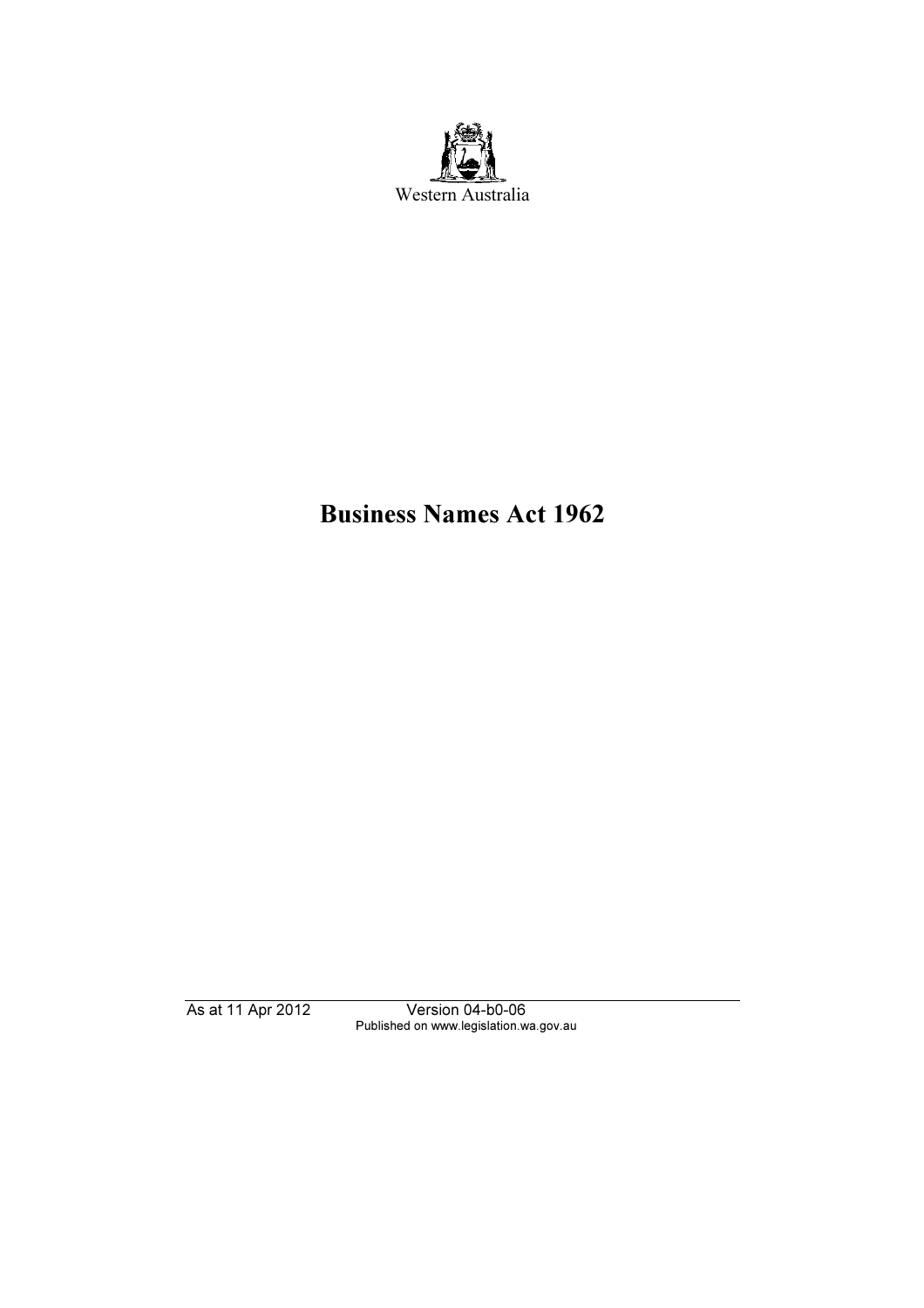Western Australia

# Business Names Act 1962

As at 11 Apr 2012 Version 04-b0-06
Published on www.legislation.wa.gov.au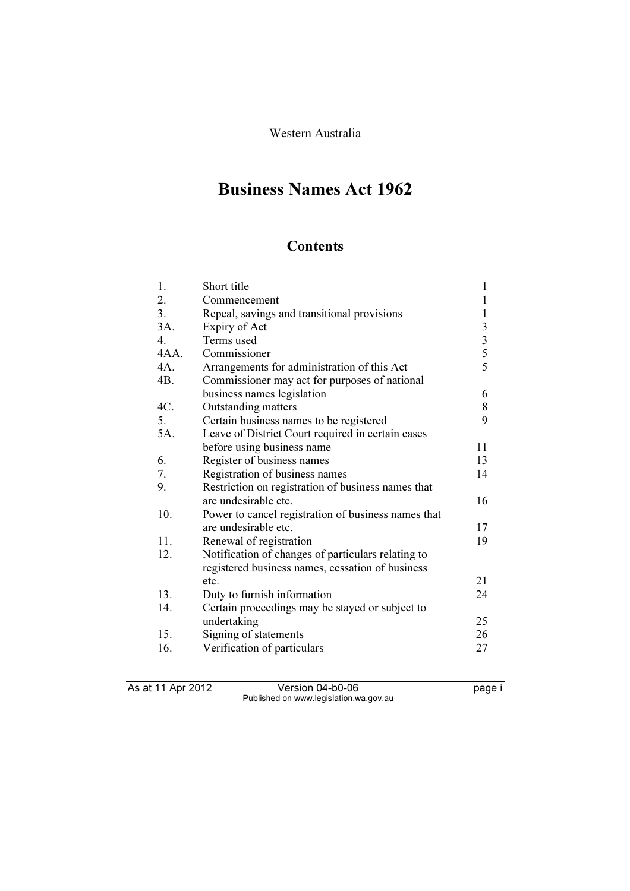Western Australia

# Business Names Act 1962

## Contents

| | | |
|---|---|---|
| 1. | Short title | 1 |
| 2. | Commencement | 1 |
| 3. | Repeal, savings and transitional provisions | 1 |
| 3A. | Expiry of Act | 3 |
| 4. | Terms used | 3 |
| 4AA. | Commissioner | 5 |
| 4A. | Arrangements for administration of this Act | 5 |
| 4B. | Commissioner may act for purposes of national business names legislation | 6 |
| 4C. | Outstanding matters | 8 |
| 5. | Certain business names to be registered | 9 |
| 5A. | Leave of District Court required in certain cases before using business name | 11 |
| 6. | Register of business names | 13 |
| 7. | Registration of business names | 14 |
| 9. | Restriction on registration of business names that are undesirable etc. | 16 |
| 10. | Power to cancel registration of business names that are undesirable etc. | 17 |
| 11. | Renewal of registration | 19 |
| 12. | Notification of changes of particulars relating to registered business names, cessation of business etc. | 21 |
| 13. | Duty to furnish information | 24 |
| 14. | Certain proceedings may be stayed or subject to undertaking | 25 |
| 15. | Signing of statements | 26 |
| 16. | Verification of particulars | 27 |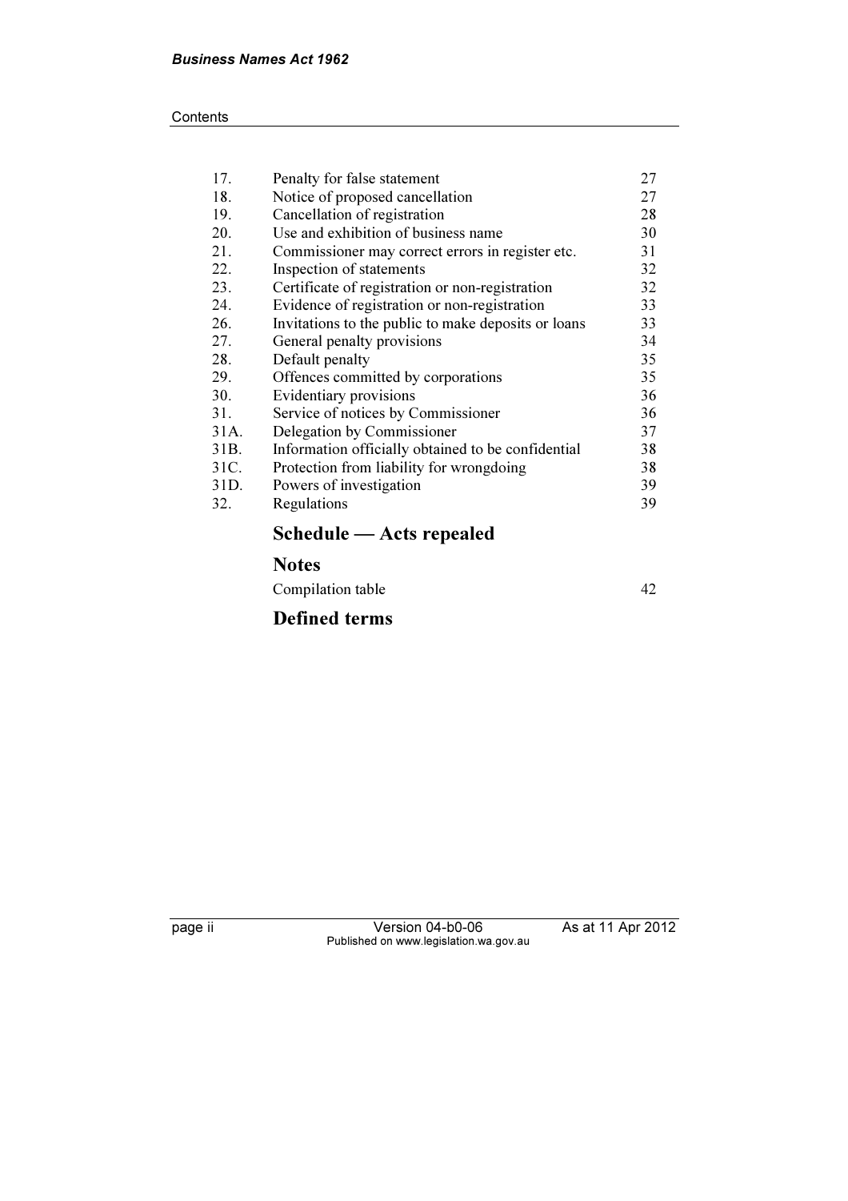| | | |
|---|---|---|
| 17. | Penalty for false statement | 27 |
| 18. | Notice of proposed cancellation | 27 |
| 19. | Cancellation of registration | 28 |
| 20. | Use and exhibition of business name | 30 |
| 21. | Commissioner may correct errors in register etc. | 31 |
| 22. | Inspection of statements | 32 |
| 23. | Certificate of registration or non-registration | 32 |
| 24. | Evidence of registration or non-registration | 33 |
| 26. | Invitations to the public to make deposits or loans | 33 |
| 27. | General penalty provisions | 34 |
| 28. | Default penalty | 35 |
| 29. | Offences committed by corporations | 35 |
| 30. | Evidentiary provisions | 36 |
| 31. | Service of notices by Commissioner | 36 |
| 31A. | Delegation by Commissioner | 37 |
| 31B. | Information officially obtained to be confidential | 38 |
| 31C. | Protection from liability for wrongdoing | 38 |
| 31D. | Powers of investigation | 39 |
| 32. | Regulations | 39 |

## Schedule — Acts repealed

## Notes

Compilation table 42

## Defined terms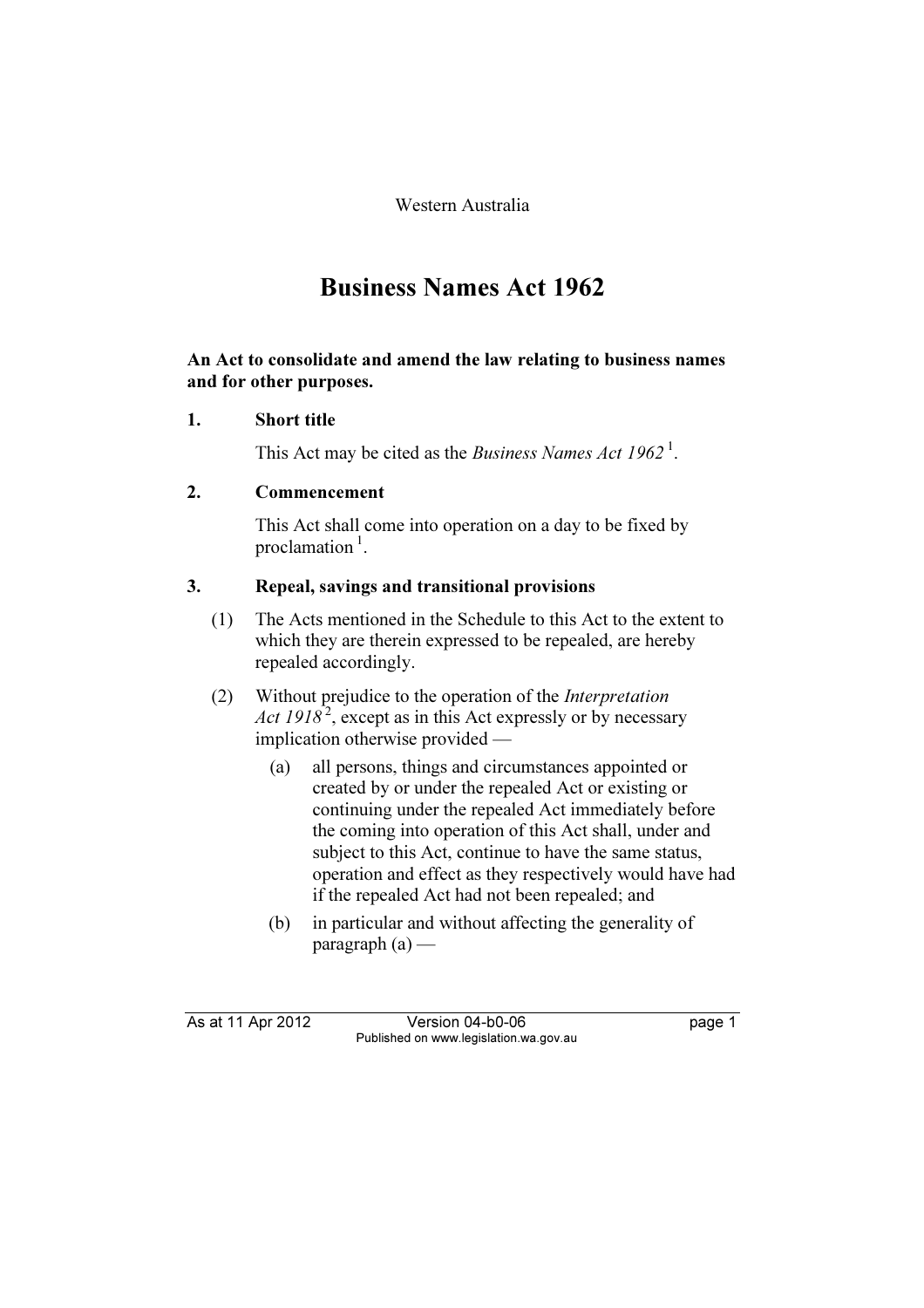Western Australia

# Business Names Act 1962

**An Act to consolidate and amend the law relating to business names and for other purposes.**

## 1. Short title

This Act may be cited as the *Business Names Act 1962* [1].

## 2. Commencement

This Act shall come into operation on a day to be fixed by proclamation [1].

## 3. Repeal, savings and transitional provisions

(1) The Acts mentioned in the Schedule to this Act to the extent to which they are therein expressed to be repealed, are hereby repealed accordingly.

(2) Without prejudice to the operation of the *Interpretation Act 1918* [2], except as in this Act expressly or by necessary implication otherwise provided —

(a) all persons, things and circumstances appointed or created by or under the repealed Act or existing or continuing under the repealed Act immediately before the coming into operation of this Act shall, under and subject to this Act, continue to have the same status, operation and effect as they respectively would have had if the repealed Act had not been repealed; and

(b) in particular and without affecting the generality of paragraph (a) —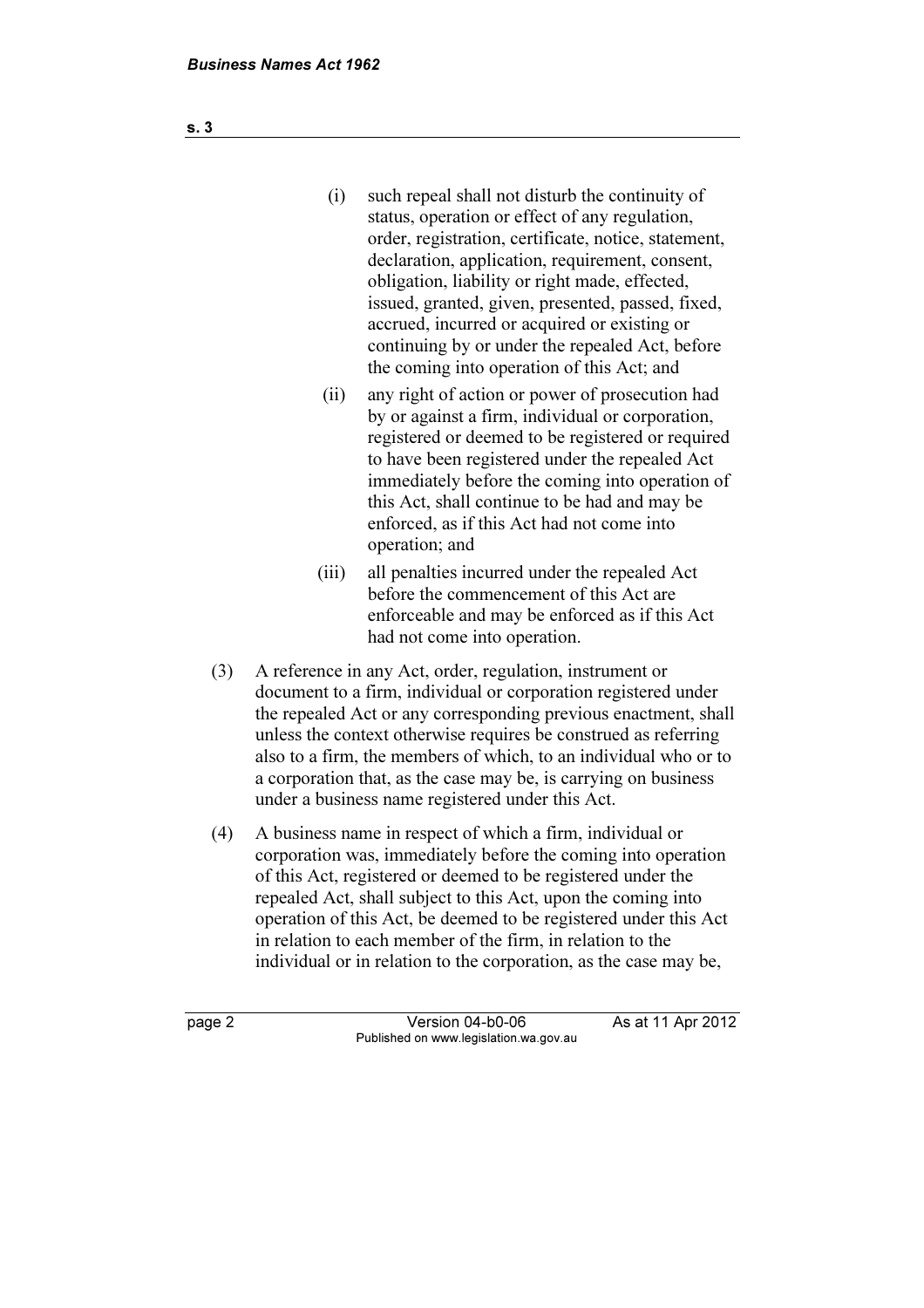(i) such repeal shall not disturb the continuity of status, operation or effect of any regulation, order, registration, certificate, notice, statement, declaration, application, requirement, consent, obligation, liability or right made, effected, issued, granted, given, presented, passed, fixed, accrued, incurred or acquired or existing or continuing by or under the repealed Act, before the coming into operation of this Act; and

(ii) any right of action or power of prosecution had by or against a firm, individual or corporation, registered or deemed to be registered or required to have been registered under the repealed Act immediately before the coming into operation of this Act, shall continue to be had and may be enforced, as if this Act had not come into operation; and

(iii) all penalties incurred under the repealed Act before the commencement of this Act are enforceable and may be enforced as if this Act had not come into operation.

(3) A reference in any Act, order, regulation, instrument or document to a firm, individual or corporation registered under the repealed Act or any corresponding previous enactment, shall unless the context otherwise requires be construed as referring also to a firm, the members of which, to an individual who or to a corporation that, as the case may be, is carrying on business under a business name registered under this Act.

(4) A business name in respect of which a firm, individual or corporation was, immediately before the coming into operation of this Act, registered or deemed to be registered under the repealed Act, shall subject to this Act, upon the coming into operation of this Act, be deemed to be registered under this Act in relation to each member of the firm, in relation to the individual or in relation to the corporation, as the case may be,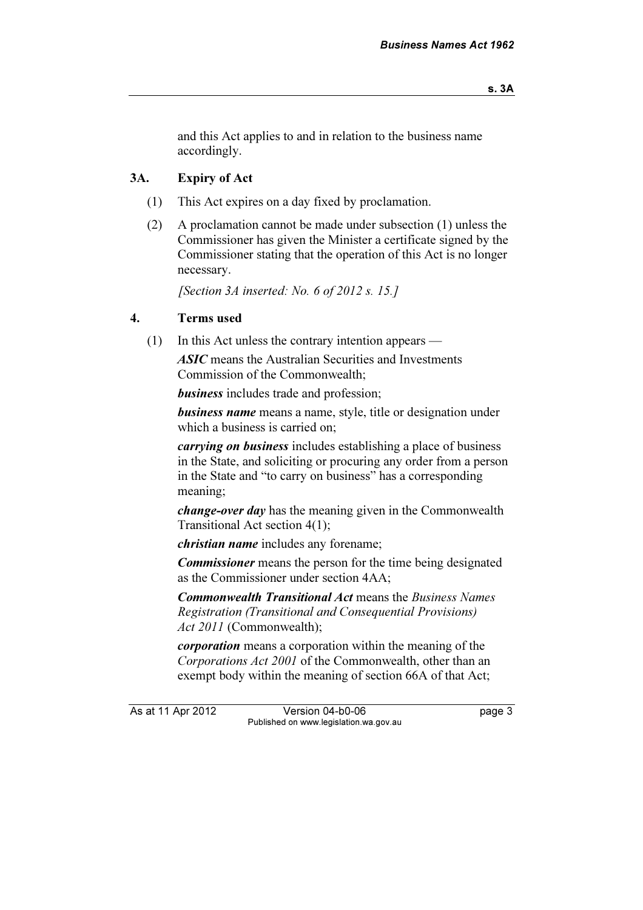and this Act applies to and in relation to the business name accordingly.

### 3A. Expiry of Act

(1) This Act expires on a day fixed by proclamation.

(2) A proclamation cannot be made under subsection (1) unless the Commissioner has given the Minister a certificate signed by the Commissioner stating that the operation of this Act is no longer necessary.

*[Section 3A inserted: No. 6 of 2012 s. 15.]*

### 4. Terms used

(1) In this Act unless the contrary intention appears —

***ASIC*** means the Australian Securities and Investments Commission of the Commonwealth;

***business*** includes trade and profession;

***business name*** means a name, style, title or designation under which a business is carried on;

***carrying on business*** includes establishing a place of business in the State, and soliciting or procuring any order from a person in the State and "to carry on business" has a corresponding meaning;

***change-over day*** has the meaning given in the Commonwealth Transitional Act section 4(1);

***christian name*** includes any forename;

***Commissioner*** means the person for the time being designated as the Commissioner under section 4AA;

***Commonwealth Transitional Act*** means the *Business Names Registration (Transitional and Consequential Provisions) Act 2011* (Commonwealth);

***corporation*** means a corporation within the meaning of the *Corporations Act 2001* of the Commonwealth, other than an exempt body within the meaning of section 66A of that Act;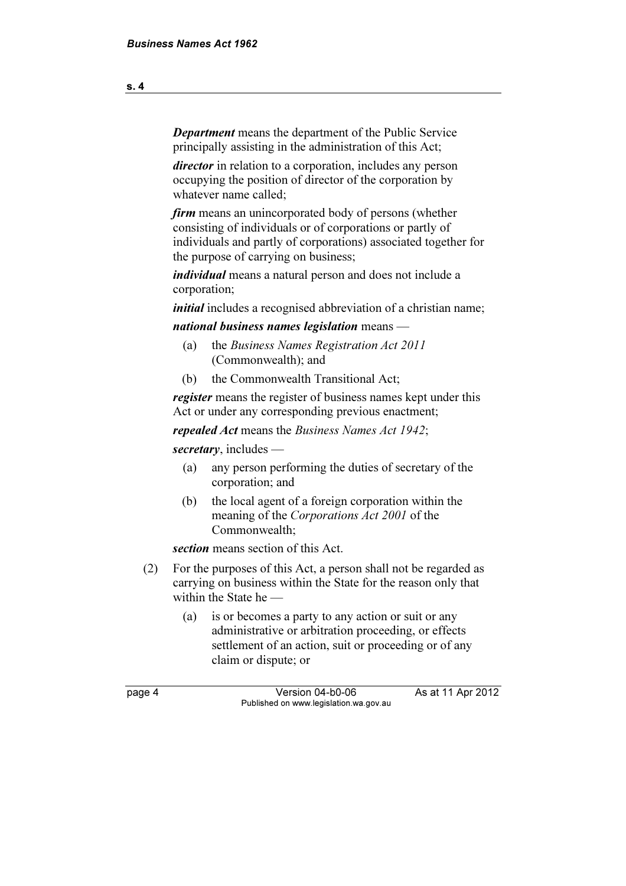***Department*** means the department of the Public Service principally assisting in the administration of this Act;

***director*** in relation to a corporation, includes any person occupying the position of director of the corporation by whatever name called;

***firm*** means an unincorporated body of persons (whether consisting of individuals or of corporations or partly of individuals and partly of corporations) associated together for the purpose of carrying on business;

***individual*** means a natural person and does not include a corporation;

***initial*** includes a recognised abbreviation of a christian name;

***national business names legislation*** means —

(a) the *Business Names Registration Act 2011* (Commonwealth); and

(b) the Commonwealth Transitional Act;

***register*** means the register of business names kept under this Act or under any corresponding previous enactment;

***repealed Act*** means the *Business Names Act 1942*;

***secretary***, includes —

(a) any person performing the duties of secretary of the corporation; and

(b) the local agent of a foreign corporation within the meaning of the *Corporations Act 2001* of the Commonwealth;

***section*** means section of this Act.

(2) For the purposes of this Act, a person shall not be regarded as carrying on business within the State for the reason only that within the State he —

(a) is or becomes a party to any action or suit or any administrative or arbitration proceeding, or effects settlement of an action, suit or proceeding or of any claim or dispute; or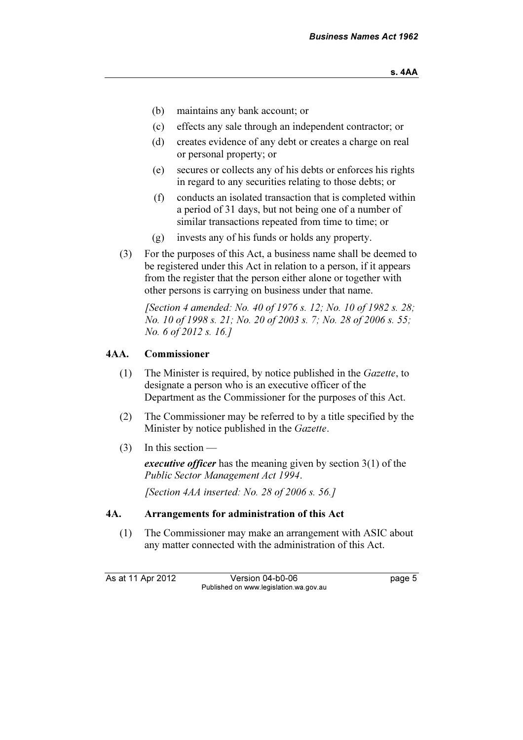(b) maintains any bank account; or

(c) effects any sale through an independent contractor; or

(d) creates evidence of any debt or creates a charge on real or personal property; or

(e) secures or collects any of his debts or enforces his rights in regard to any securities relating to those debts; or

(f) conducts an isolated transaction that is completed within a period of 31 days, but not being one of a number of similar transactions repeated from time to time; or

(g) invests any of his funds or holds any property.

(3) For the purposes of this Act, a business name shall be deemed to be registered under this Act in relation to a person, if it appears from the register that the person either alone or together with other persons is carrying on business under that name.

*[Section 4 amended: No. 40 of 1976 s. 12; No. 10 of 1982 s. 28; No. 10 of 1998 s. 21; No. 20 of 2003 s. 7; No. 28 of 2006 s. 55; No. 6 of 2012 s. 16.]*

### 4AA. Commissioner

(1) The Minister is required, by notice published in the *Gazette*, to designate a person who is an executive officer of the Department as the Commissioner for the purposes of this Act.

(2) The Commissioner may be referred to by a title specified by the Minister by notice published in the *Gazette*.

(3) In this section —

***executive officer*** has the meaning given by section 3(1) of the *Public Sector Management Act 1994*.

*[Section 4AA inserted: No. 28 of 2006 s. 56.]*

### 4A. Arrangements for administration of this Act

(1) The Commissioner may make an arrangement with ASIC about any matter connected with the administration of this Act.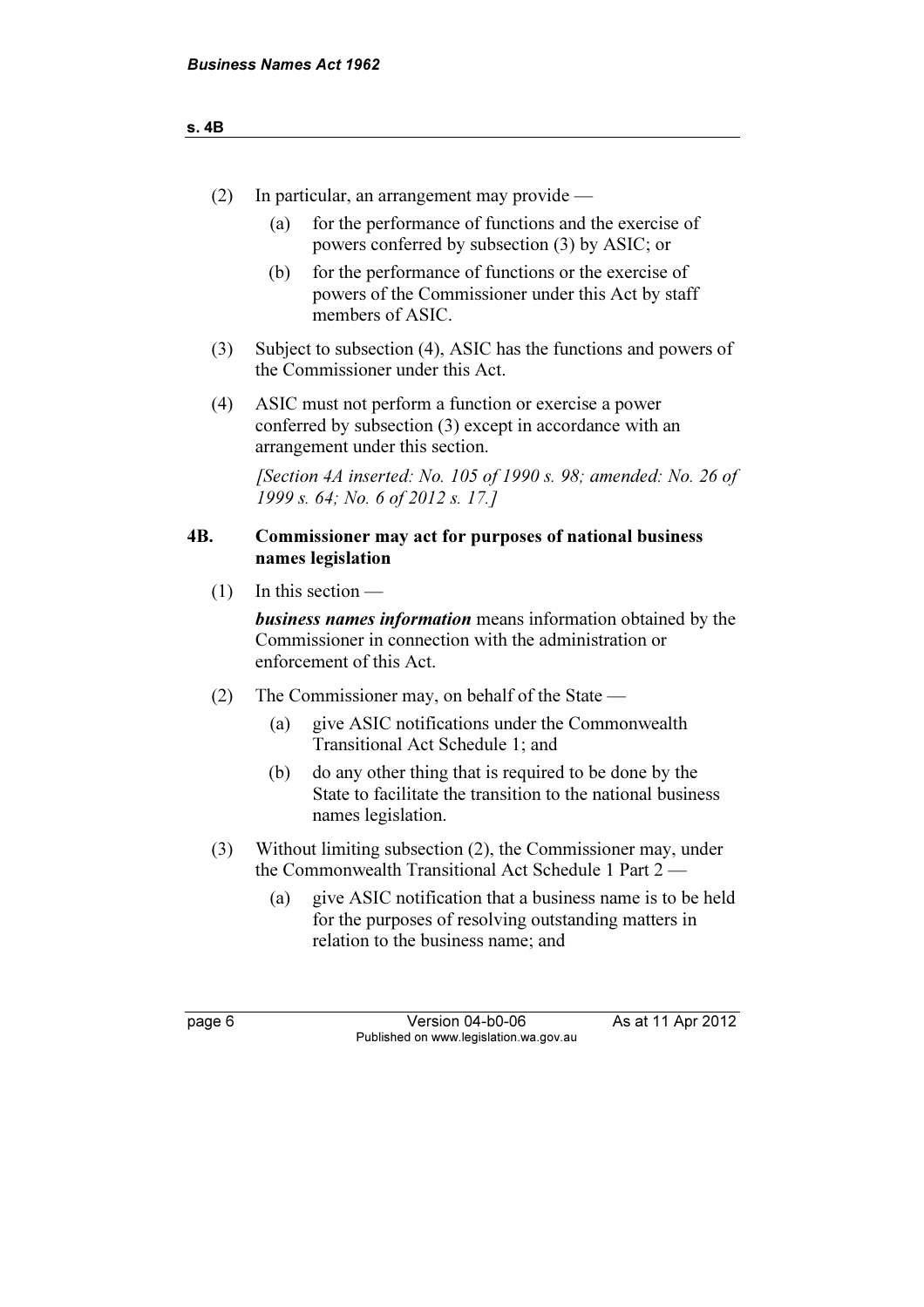(2) In particular, an arrangement may provide —

(a) for the performance of functions and the exercise of powers conferred by subsection (3) by ASIC; or

(b) for the performance of functions or the exercise of powers of the Commissioner under this Act by staff members of ASIC.

(3) Subject to subsection (4), ASIC has the functions and powers of the Commissioner under this Act.

(4) ASIC must not perform a function or exercise a power conferred by subsection (3) except in accordance with an arrangement under this section.

*[Section 4A inserted: No. 105 of 1990 s. 98; amended: No. 26 of 1999 s. 64; No. 6 of 2012 s. 17.]*

### 4B. Commissioner may act for purposes of national business names legislation

(1) In this section —

***business names information*** means information obtained by the Commissioner in connection with the administration or enforcement of this Act.

(2) The Commissioner may, on behalf of the State —

(a) give ASIC notifications under the Commonwealth Transitional Act Schedule 1; and

(b) do any other thing that is required to be done by the State to facilitate the transition to the national business names legislation.

(3) Without limiting subsection (2), the Commissioner may, under the Commonwealth Transitional Act Schedule 1 Part 2 —

(a) give ASIC notification that a business name is to be held for the purposes of resolving outstanding matters in relation to the business name; and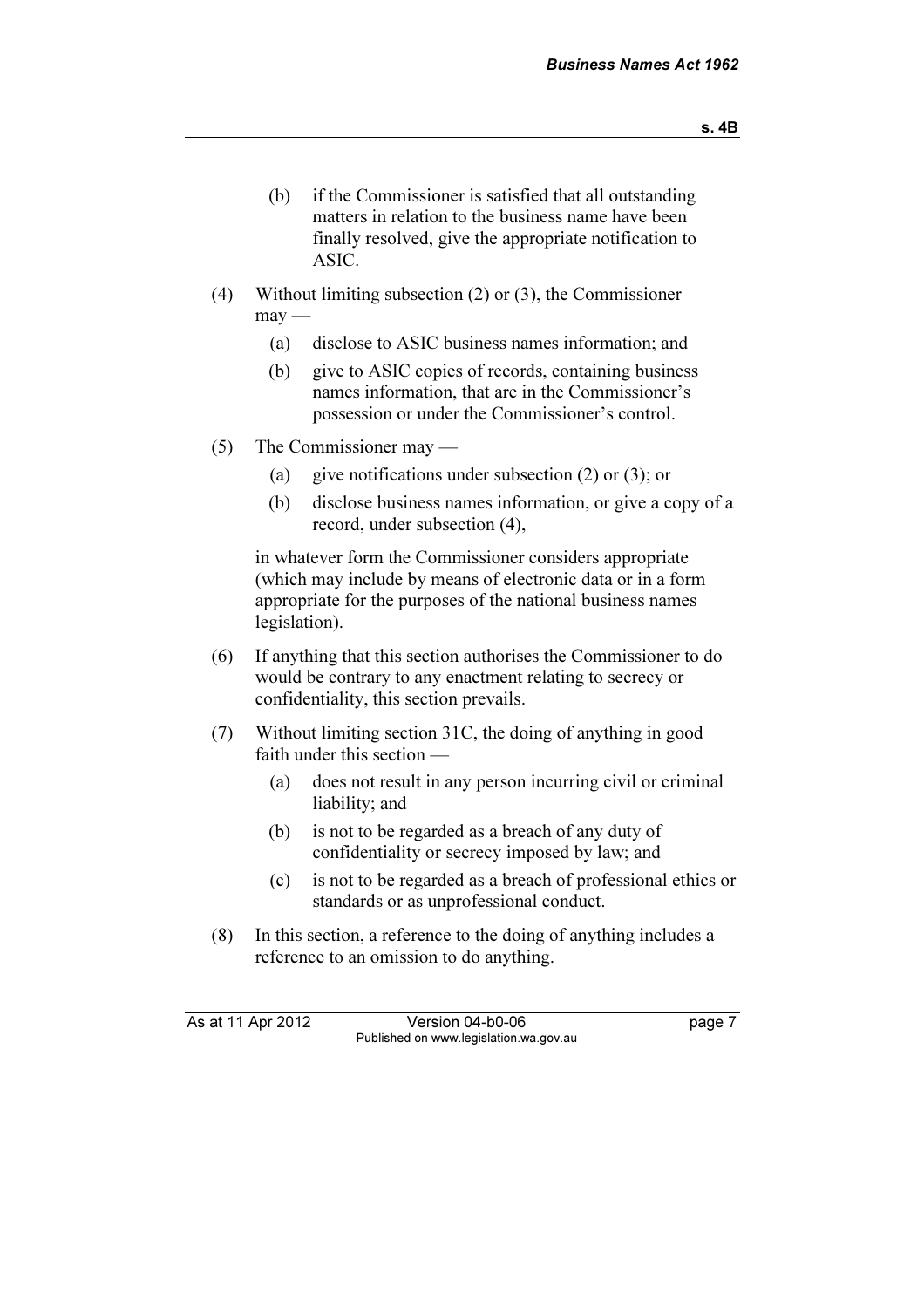(b) if the Commissioner is satisfied that all outstanding matters in relation to the business name have been finally resolved, give the appropriate notification to ASIC.

(4) Without limiting subsection (2) or (3), the Commissioner may —

(a) disclose to ASIC business names information; and

(b) give to ASIC copies of records, containing business names information, that are in the Commissioner's possession or under the Commissioner's control.

(5) The Commissioner may —

(a) give notifications under subsection (2) or (3); or

(b) disclose business names information, or give a copy of a record, under subsection (4),

in whatever form the Commissioner considers appropriate (which may include by means of electronic data or in a form appropriate for the purposes of the national business names legislation).

(6) If anything that this section authorises the Commissioner to do would be contrary to any enactment relating to secrecy or confidentiality, this section prevails.

(7) Without limiting section 31C, the doing of anything in good faith under this section —

(a) does not result in any person incurring civil or criminal liability; and

(b) is not to be regarded as a breach of any duty of confidentiality or secrecy imposed by law; and

(c) is not to be regarded as a breach of professional ethics or standards or as unprofessional conduct.

(8) In this section, a reference to the doing of anything includes a reference to an omission to do anything.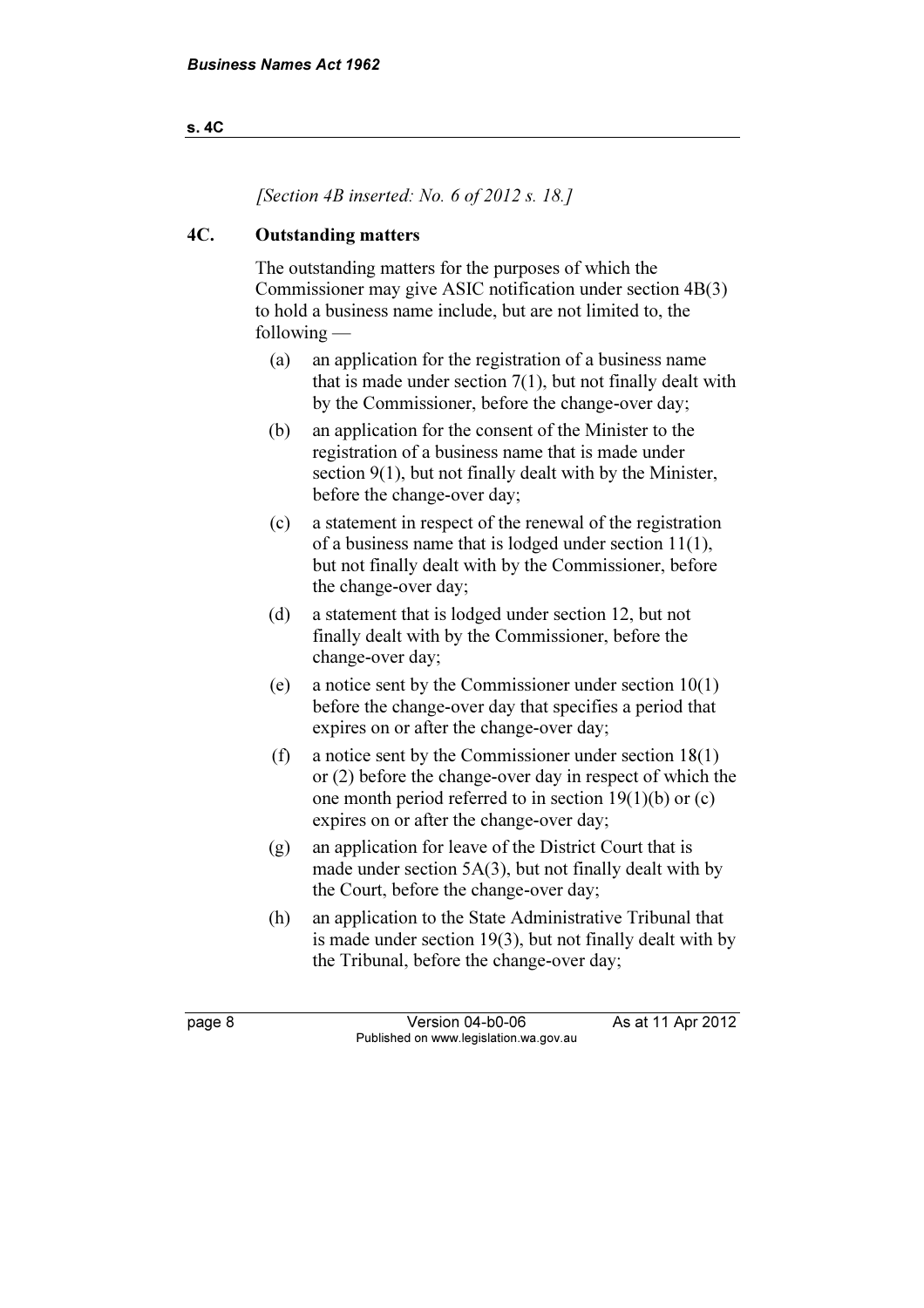*[Section 4B inserted: No. 6 of 2012 s. 18.]*

### 4C. Outstanding matters

The outstanding matters for the purposes of which the Commissioner may give ASIC notification under section 4B(3) to hold a business name include, but are not limited to, the following —

(a) an application for the registration of a business name that is made under section 7(1), but not finally dealt with by the Commissioner, before the change-over day;

(b) an application for the consent of the Minister to the registration of a business name that is made under section 9(1), but not finally dealt with by the Minister, before the change-over day;

(c) a statement in respect of the renewal of the registration of a business name that is lodged under section 11(1), but not finally dealt with by the Commissioner, before the change-over day;

(d) a statement that is lodged under section 12, but not finally dealt with by the Commissioner, before the change-over day;

(e) a notice sent by the Commissioner under section 10(1) before the change-over day that specifies a period that expires on or after the change-over day;

(f) a notice sent by the Commissioner under section 18(1) or (2) before the change-over day in respect of which the one month period referred to in section 19(1)(b) or (c) expires on or after the change-over day;

(g) an application for leave of the District Court that is made under section 5A(3), but not finally dealt with by the Court, before the change-over day;

(h) an application to the State Administrative Tribunal that is made under section 19(3), but not finally dealt with by the Tribunal, before the change-over day;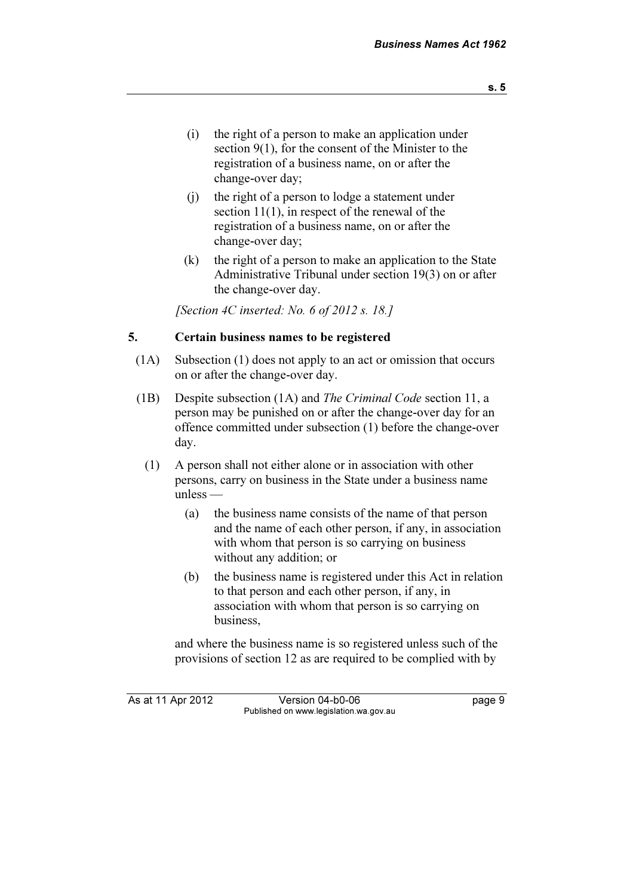(i) the right of a person to make an application under section 9(1), for the consent of the Minister to the registration of a business name, on or after the change-over day;

(j) the right of a person to lodge a statement under section 11(1), in respect of the renewal of the registration of a business name, on or after the change-over day;

(k) the right of a person to make an application to the State Administrative Tribunal under section 19(3) on or after the change-over day.

*[Section 4C inserted: No. 6 of 2012 s. 18.]*

## 5. Certain business names to be registered

(1A) Subsection (1) does not apply to an act or omission that occurs on or after the change-over day.

(1B) Despite subsection (1A) and *The Criminal Code* section 11, a person may be punished on or after the change-over day for an offence committed under subsection (1) before the change-over day.

(1) A person shall not either alone or in association with other persons, carry on business in the State under a business name unless —

(a) the business name consists of the name of that person and the name of each other person, if any, in association with whom that person is so carrying on business without any addition; or

(b) the business name is registered under this Act in relation to that person and each other person, if any, in association with whom that person is so carrying on business,

and where the business name is so registered unless such of the provisions of section 12 as are required to be complied with by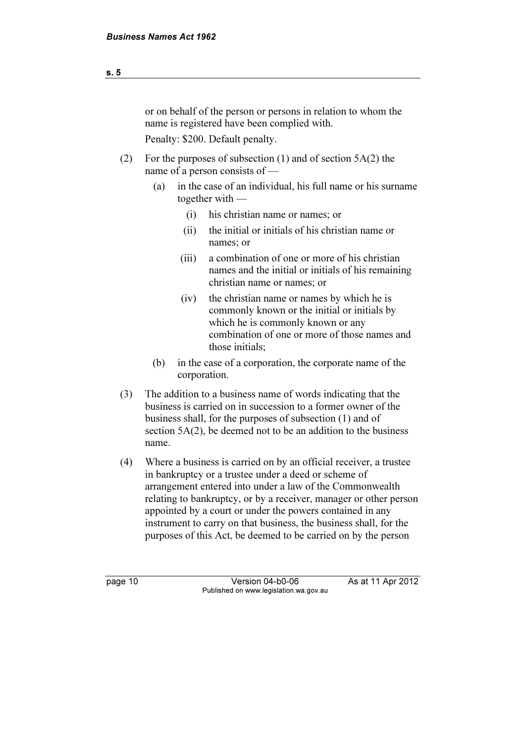or on behalf of the person or persons in relation to whom the name is registered have been complied with.

Penalty: $200. Default penalty.

(2) For the purposes of subsection (1) and of section 5A(2) the name of a person consists of —

(a) in the case of an individual, his full name or his surname together with —

(i) his christian name or names; or

(ii) the initial or initials of his christian name or names; or

(iii) a combination of one or more of his christian names and the initial or initials of his remaining christian name or names; or

(iv) the christian name or names by which he is commonly known or the initial or initials by which he is commonly known or any combination of one or more of those names and those initials;

(b) in the case of a corporation, the corporate name of the corporation.

(3) The addition to a business name of words indicating that the business is carried on in succession to a former owner of the business shall, for the purposes of subsection (1) and of section 5A(2), be deemed not to be an addition to the business name.

(4) Where a business is carried on by an official receiver, a trustee in bankruptcy or a trustee under a deed or scheme of arrangement entered into under a law of the Commonwealth relating to bankruptcy, or by a receiver, manager or other person appointed by a court or under the powers contained in any instrument to carry on that business, the business shall, for the purposes of this Act, be deemed to be carried on by the person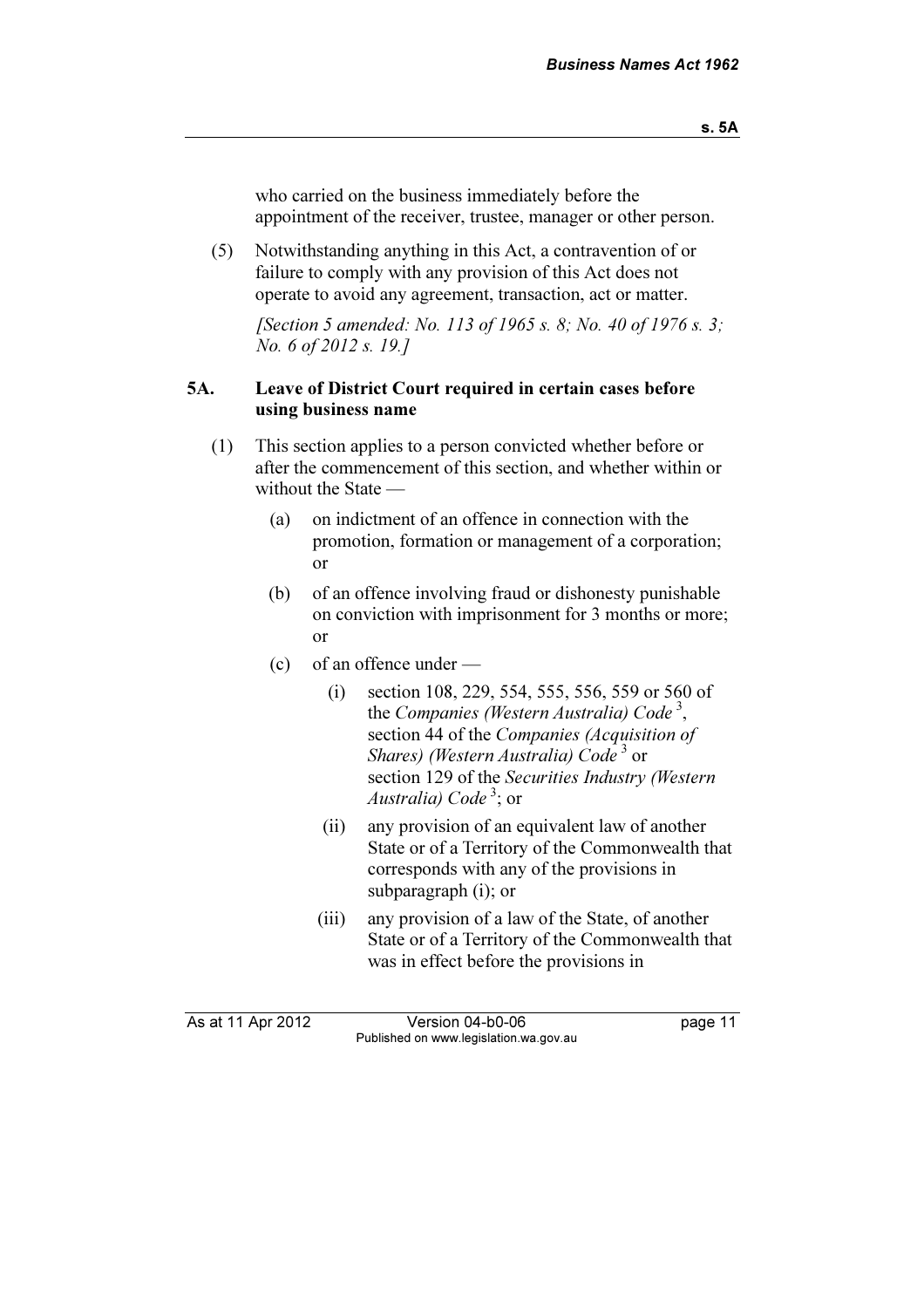who carried on the business immediately before the appointment of the receiver, trustee, manager or other person.

(5) Notwithstanding anything in this Act, a contravention of or failure to comply with any provision of this Act does not operate to avoid any agreement, transaction, act or matter.

*[Section 5 amended: No. 113 of 1965 s. 8; No. 40 of 1976 s. 3; No. 6 of 2012 s. 19.]*

### 5A. Leave of District Court required in certain cases before using business name

(1) This section applies to a person convicted whether before or after the commencement of this section, and whether within or without the State —

(a) on indictment of an offence in connection with the promotion, formation or management of a corporation; or

(b) of an offence involving fraud or dishonesty punishable on conviction with imprisonment for 3 months or more; or

(c) of an offence under —

(i) section 108, 229, 554, 555, 556, 559 or 560 of the *Companies (Western Australia) Code* [3], section 44 of the *Companies (Acquisition of Shares) (Western Australia) Code* [3] or section 129 of the *Securities Industry (Western Australia) Code* [3]; or

(ii) any provision of an equivalent law of another State or of a Territory of the Commonwealth that corresponds with any of the provisions in subparagraph (i); or

(iii) any provision of a law of the State, of another State or of a Territory of the Commonwealth that was in effect before the provisions in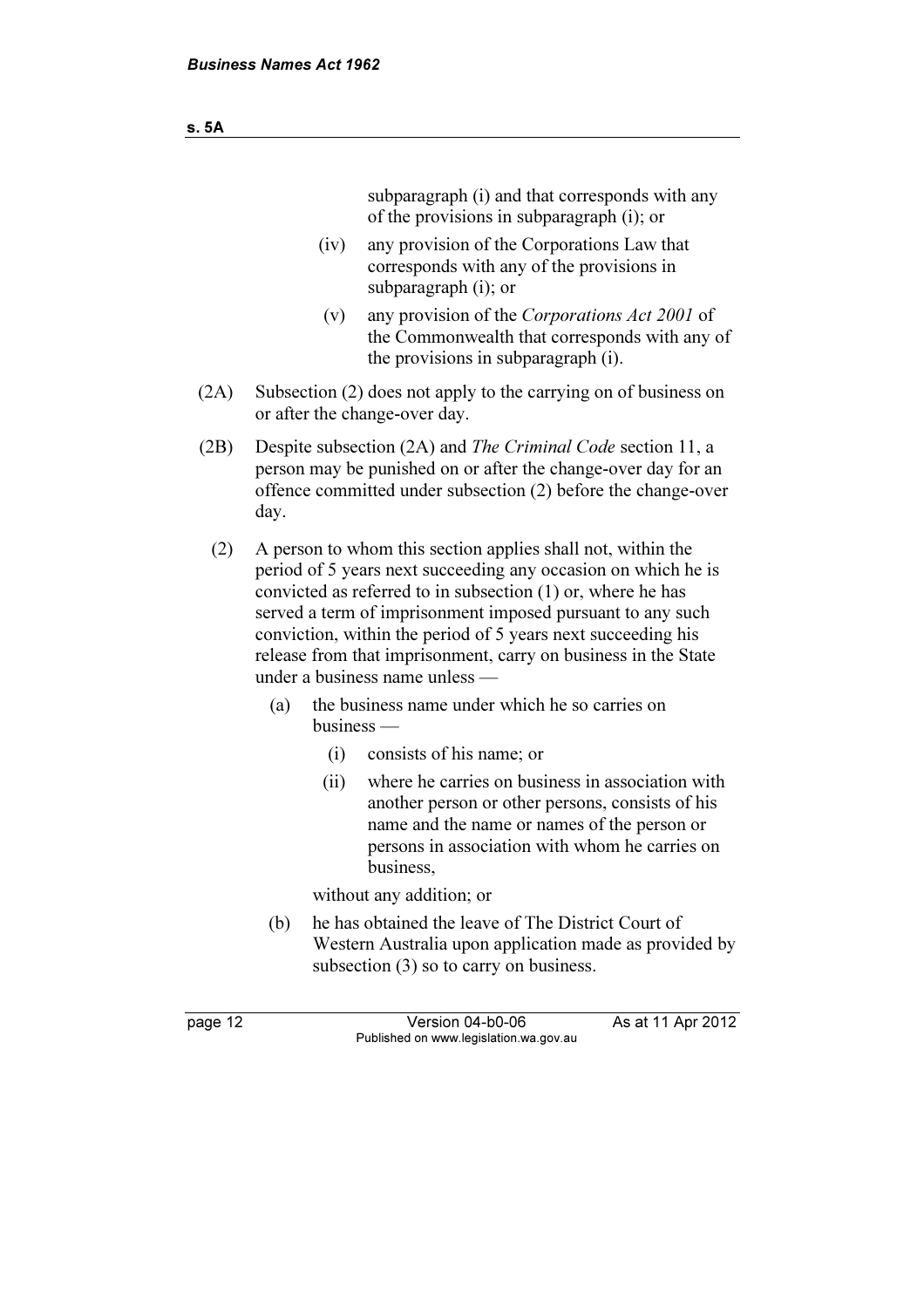subparagraph (i) and that corresponds with any of the provisions in subparagraph (i); or

(iv) any provision of the Corporations Law that corresponds with any of the provisions in subparagraph (i); or

(v) any provision of the *Corporations Act 2001* of the Commonwealth that corresponds with any of the provisions in subparagraph (i).

(2A) Subsection (2) does not apply to the carrying on of business on or after the change-over day.

(2B) Despite subsection (2A) and *The Criminal Code* section 11, a person may be punished on or after the change-over day for an offence committed under subsection (2) before the change-over day.

(2) A person to whom this section applies shall not, within the period of 5 years next succeeding any occasion on which he is convicted as referred to in subsection (1) or, where he has served a term of imprisonment imposed pursuant to any such conviction, within the period of 5 years next succeeding his release from that imprisonment, carry on business in the State under a business name unless —

(a) the business name under which he so carries on business —

(i) consists of his name; or

(ii) where he carries on business in association with another person or other persons, consists of his name and the name or names of the person or persons in association with whom he carries on business,

without any addition; or

(b) he has obtained the leave of The District Court of Western Australia upon application made as provided by subsection (3) so to carry on business.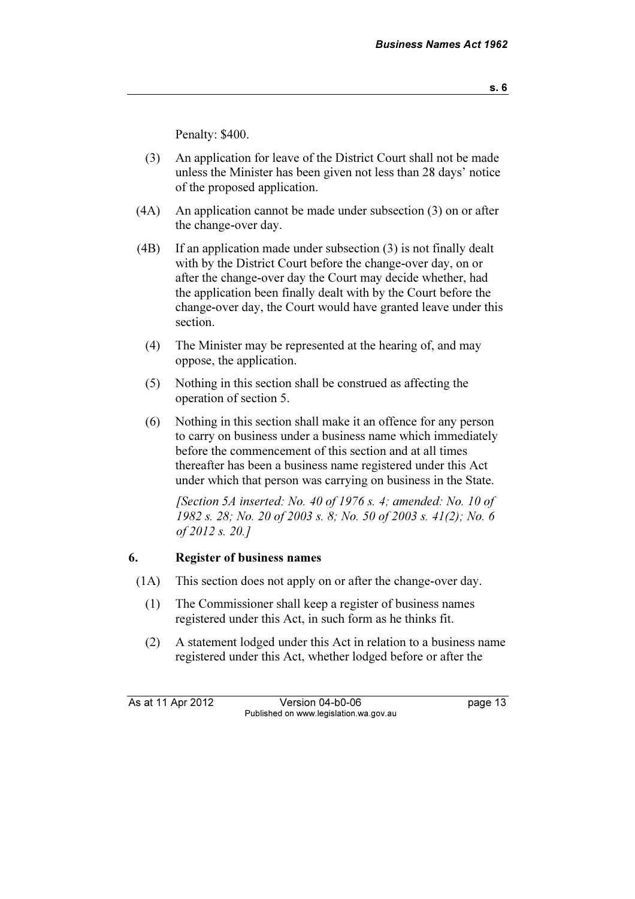Penalty: $400.

(3) An application for leave of the District Court shall not be made unless the Minister has been given not less than 28 days' notice of the proposed application.

(4A) An application cannot be made under subsection (3) on or after the change-over day.

(4B) If an application made under subsection (3) is not finally dealt with by the District Court before the change-over day, on or after the change-over day the Court may decide whether, had the application been finally dealt with by the Court before the change-over day, the Court would have granted leave under this section.

(4) The Minister may be represented at the hearing of, and may oppose, the application.

(5) Nothing in this section shall be construed as affecting the operation of section 5.

(6) Nothing in this section shall make it an offence for any person to carry on business under a business name which immediately before the commencement of this section and at all times thereafter has been a business name registered under this Act under which that person was carrying on business in the State.

*[Section 5A inserted: No. 40 of 1976 s. 4; amended: No. 10 of 1982 s. 28; No. 20 of 2003 s. 8; No. 50 of 2003 s. 41(2); No. 6 of 2012 s. 20.]*

### 6. Register of business names

(1A) This section does not apply on or after the change-over day.

(1) The Commissioner shall keep a register of business names registered under this Act, in such form as he thinks fit.

(2) A statement lodged under this Act in relation to a business name registered under this Act, whether lodged before or after the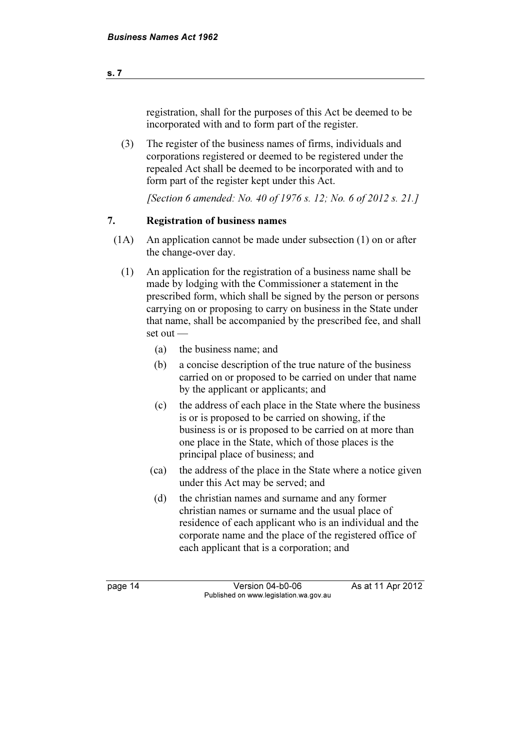registration, shall for the purposes of this Act be deemed to be incorporated with and to form part of the register.

(3) The register of the business names of firms, individuals and corporations registered or deemed to be registered under the repealed Act shall be deemed to be incorporated with and to form part of the register kept under this Act.

*[Section 6 amended: No. 40 of 1976 s. 12; No. 6 of 2012 s. 21.]*

## 7. Registration of business names

(1A) An application cannot be made under subsection (1) on or after the change-over day.

(1) An application for the registration of a business name shall be made by lodging with the Commissioner a statement in the prescribed form, which shall be signed by the person or persons carrying on or proposing to carry on business in the State under that name, shall be accompanied by the prescribed fee, and shall set out —

(a) the business name; and

(b) a concise description of the true nature of the business carried on or proposed to be carried on under that name by the applicant or applicants; and

(c) the address of each place in the State where the business is or is proposed to be carried on showing, if the business is or is proposed to be carried on at more than one place in the State, which of those places is the principal place of business; and

(ca) the address of the place in the State where a notice given under this Act may be served; and

(d) the christian names and surname and any former christian names or surname and the usual place of residence of each applicant who is an individual and the corporate name and the place of the registered office of each applicant that is a corporation; and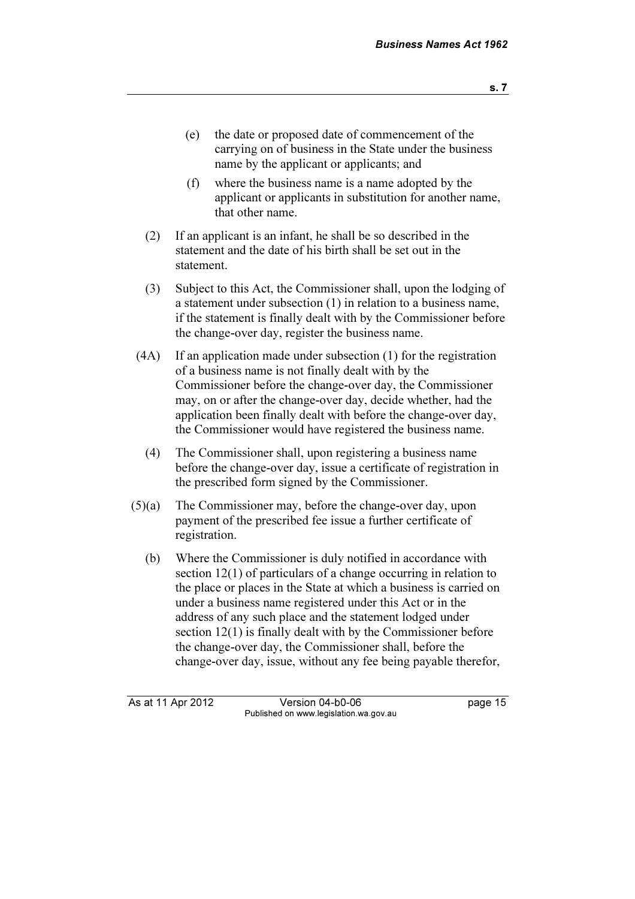(e) the date or proposed date of commencement of the carrying on of business in the State under the business name by the applicant or applicants; and

(f) where the business name is a name adopted by the applicant or applicants in substitution for another name, that other name.

(2) If an applicant is an infant, he shall be so described in the statement and the date of his birth shall be set out in the statement.

(3) Subject to this Act, the Commissioner shall, upon the lodging of a statement under subsection (1) in relation to a business name, if the statement is finally dealt with by the Commissioner before the change-over day, register the business name.

(4A) If an application made under subsection (1) for the registration of a business name is not finally dealt with by the Commissioner before the change-over day, the Commissioner may, on or after the change-over day, decide whether, had the application been finally dealt with before the change-over day, the Commissioner would have registered the business name.

(4) The Commissioner shall, upon registering a business name before the change-over day, issue a certificate of registration in the prescribed form signed by the Commissioner.

(5)(a) The Commissioner may, before the change-over day, upon payment of the prescribed fee issue a further certificate of registration.

(b) Where the Commissioner is duly notified in accordance with section 12(1) of particulars of a change occurring in relation to the place or places in the State at which a business is carried on under a business name registered under this Act or in the address of any such place and the statement lodged under section 12(1) is finally dealt with by the Commissioner before the change-over day, the Commissioner shall, before the change-over day, issue, without any fee being payable therefor,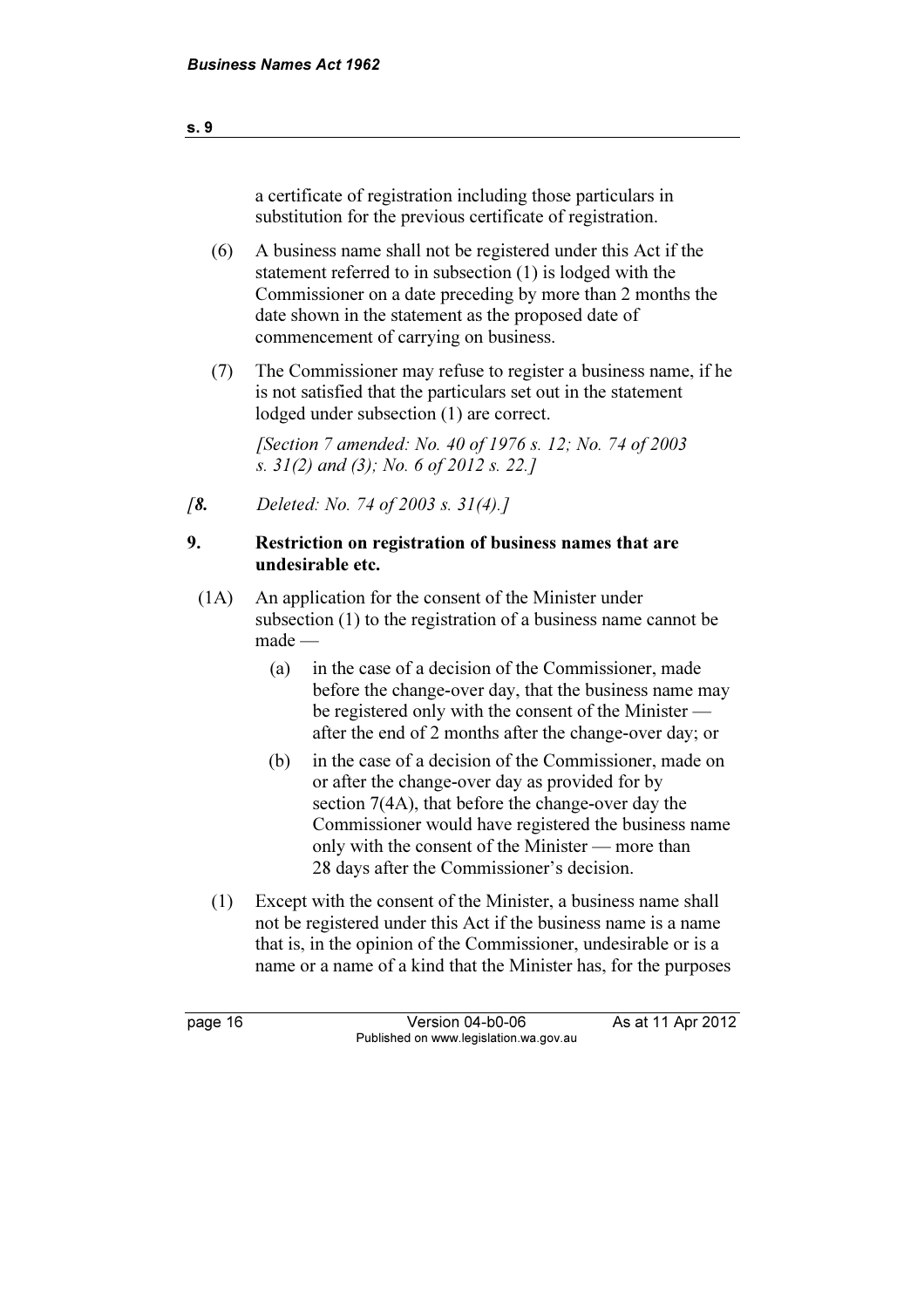a certificate of registration including those particulars in substitution for the previous certificate of registration.

(6) A business name shall not be registered under this Act if the statement referred to in subsection (1) is lodged with the Commissioner on a date preceding by more than 2 months the date shown in the statement as the proposed date of commencement of carrying on business.

(7) The Commissioner may refuse to register a business name, if he is not satisfied that the particulars set out in the statement lodged under subsection (1) are correct.

*[Section 7 amended: No. 40 of 1976 s. 12; No. 74 of 2003 s. 31(2) and (3); No. 6 of 2012 s. 22.]*

*[**8.** Deleted: No. 74 of 2003 s. 31(4).]*

**9. Restriction on registration of business names that are undesirable etc.**

(1A) An application for the consent of the Minister under subsection (1) to the registration of a business name cannot be made —

(a) in the case of a decision of the Commissioner, made before the change-over day, that the business name may be registered only with the consent of the Minister — after the end of 2 months after the change-over day; or

(b) in the case of a decision of the Commissioner, made on or after the change-over day as provided for by section 7(4A), that before the change-over day the Commissioner would have registered the business name only with the consent of the Minister — more than 28 days after the Commissioner's decision.

(1) Except with the consent of the Minister, a business name shall not be registered under this Act if the business name is a name that is, in the opinion of the Commissioner, undesirable or is a name or a name of a kind that the Minister has, for the purposes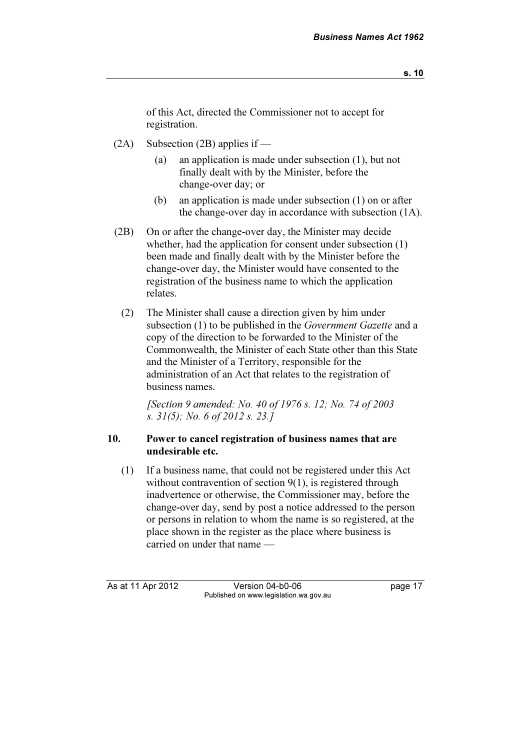of this Act, directed the Commissioner not to accept for registration.

(2A) Subsection (2B) applies if —

(a) an application is made under subsection (1), but not finally dealt with by the Minister, before the change-over day; or

(b) an application is made under subsection (1) on or after the change-over day in accordance with subsection (1A).

(2B) On or after the change-over day, the Minister may decide whether, had the application for consent under subsection (1) been made and finally dealt with by the Minister before the change-over day, the Minister would have consented to the registration of the business name to which the application relates.

(2) The Minister shall cause a direction given by him under subsection (1) to be published in the *Government Gazette* and a copy of the direction to be forwarded to the Minister of the Commonwealth, the Minister of each State other than this State and the Minister of a Territory, responsible for the administration of an Act that relates to the registration of business names.

*[Section 9 amended: No. 40 of 1976 s. 12; No. 74 of 2003 s. 31(5); No. 6 of 2012 s. 23.]*

### 10. Power to cancel registration of business names that are undesirable etc.

(1) If a business name, that could not be registered under this Act without contravention of section 9(1), is registered through inadvertence or otherwise, the Commissioner may, before the change-over day, send by post a notice addressed to the person or persons in relation to whom the name is so registered, at the place shown in the register as the place where business is carried on under that name —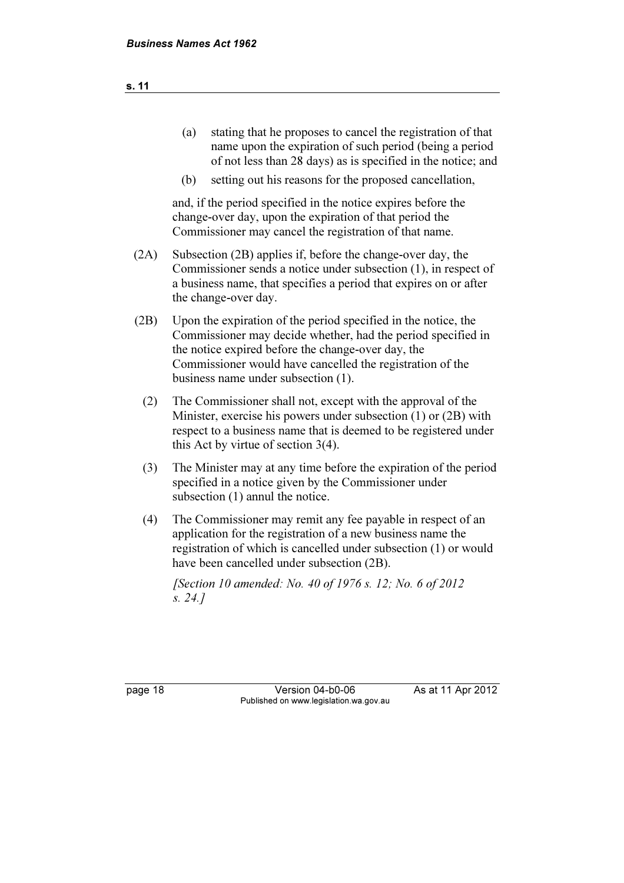(a) stating that he proposes to cancel the registration of that name upon the expiration of such period (being a period of not less than 28 days) as is specified in the notice; and

(b) setting out his reasons for the proposed cancellation,

and, if the period specified in the notice expires before the change-over day, upon the expiration of that period the Commissioner may cancel the registration of that name.

(2A) Subsection (2B) applies if, before the change-over day, the Commissioner sends a notice under subsection (1), in respect of a business name, that specifies a period that expires on or after the change-over day.

(2B) Upon the expiration of the period specified in the notice, the Commissioner may decide whether, had the period specified in the notice expired before the change-over day, the Commissioner would have cancelled the registration of the business name under subsection (1).

(2) The Commissioner shall not, except with the approval of the Minister, exercise his powers under subsection (1) or (2B) with respect to a business name that is deemed to be registered under this Act by virtue of section 3(4).

(3) The Minister may at any time before the expiration of the period specified in a notice given by the Commissioner under subsection (1) annul the notice.

(4) The Commissioner may remit any fee payable in respect of an application for the registration of a new business name the registration of which is cancelled under subsection (1) or would have been cancelled under subsection (2B).

*[Section 10 amended: No. 40 of 1976 s. 12; No. 6 of 2012 s. 24.]*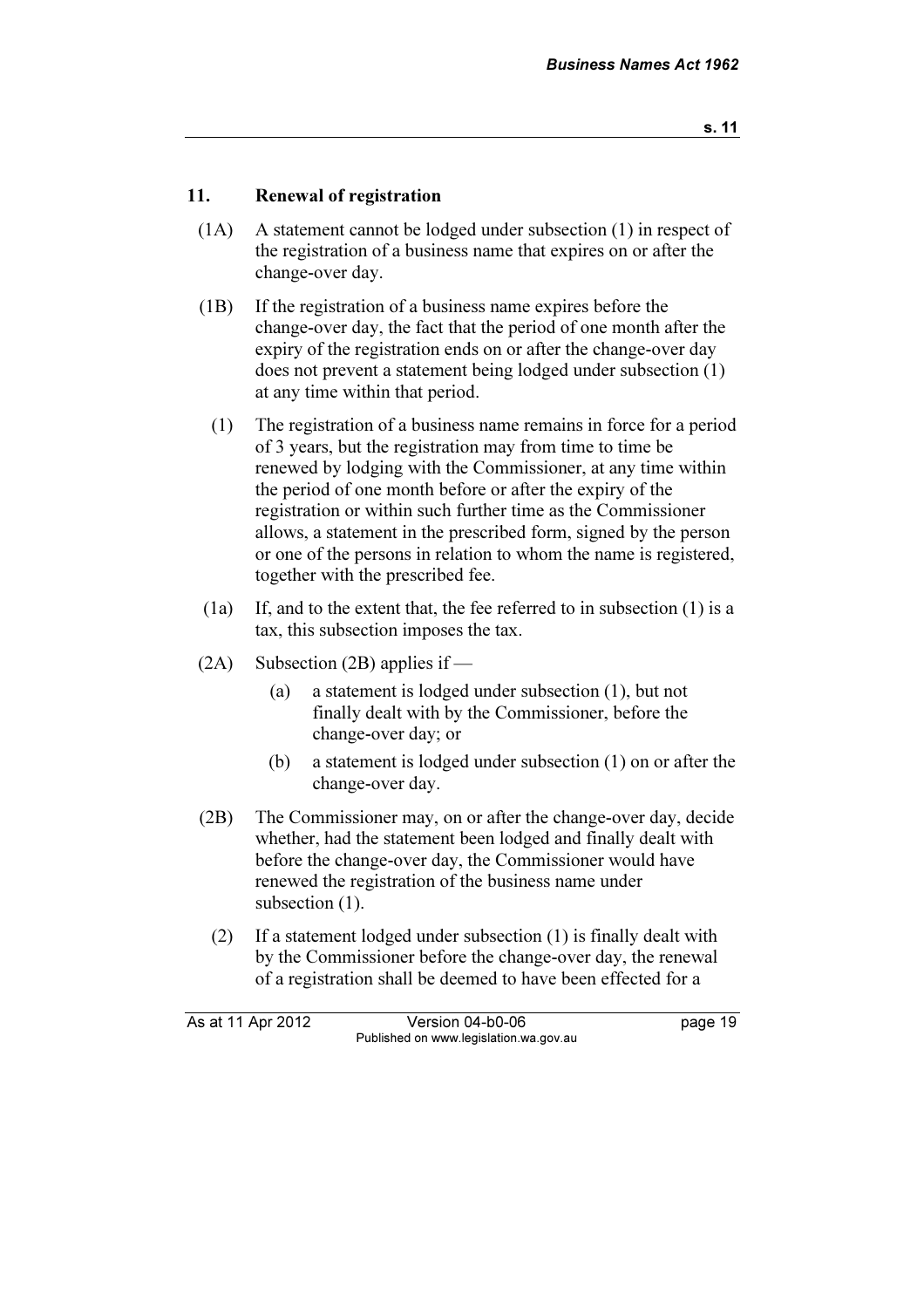## 11. Renewal of registration

(1A) A statement cannot be lodged under subsection (1) in respect of the registration of a business name that expires on or after the change-over day.

(1B) If the registration of a business name expires before the change-over day, the fact that the period of one month after the expiry of the registration ends on or after the change-over day does not prevent a statement being lodged under subsection (1) at any time within that period.

(1) The registration of a business name remains in force for a period of 3 years, but the registration may from time to time be renewed by lodging with the Commissioner, at any time within the period of one month before or after the expiry of the registration or within such further time as the Commissioner allows, a statement in the prescribed form, signed by the person or one of the persons in relation to whom the name is registered, together with the prescribed fee.

(1a) If, and to the extent that, the fee referred to in subsection (1) is a tax, this subsection imposes the tax.

(2A) Subsection (2B) applies if —

(a) a statement is lodged under subsection (1), but not finally dealt with by the Commissioner, before the change-over day; or

(b) a statement is lodged under subsection (1) on or after the change-over day.

(2B) The Commissioner may, on or after the change-over day, decide whether, had the statement been lodged and finally dealt with before the change-over day, the Commissioner would have renewed the registration of the business name under subsection (1).

(2) If a statement lodged under subsection (1) is finally dealt with by the Commissioner before the change-over day, the renewal of a registration shall be deemed to have been effected for a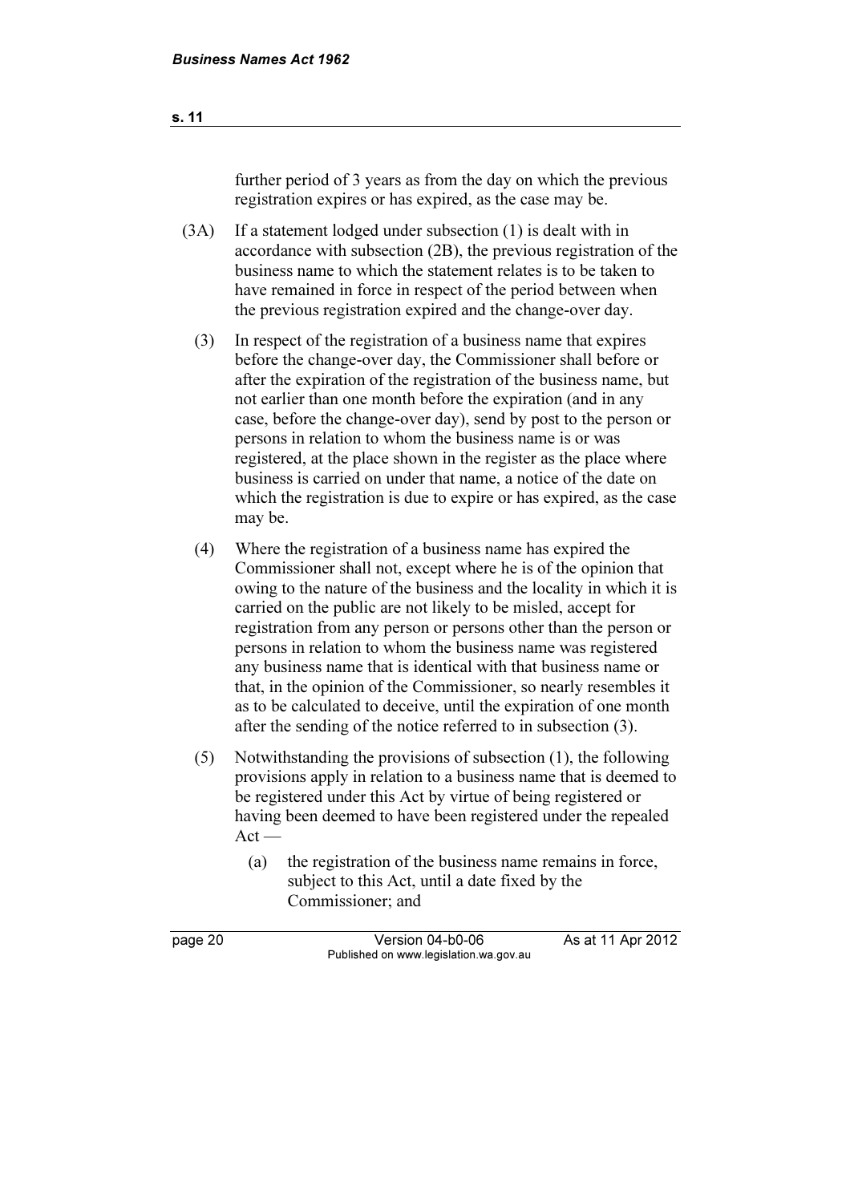further period of 3 years as from the day on which the previous registration expires or has expired, as the case may be.

(3A) If a statement lodged under subsection (1) is dealt with in accordance with subsection (2B), the previous registration of the business name to which the statement relates is to be taken to have remained in force in respect of the period between when the previous registration expired and the change-over day.

(3) In respect of the registration of a business name that expires before the change-over day, the Commissioner shall before or after the expiration of the registration of the business name, but not earlier than one month before the expiration (and in any case, before the change-over day), send by post to the person or persons in relation to whom the business name is or was registered, at the place shown in the register as the place where business is carried on under that name, a notice of the date on which the registration is due to expire or has expired, as the case may be.

(4) Where the registration of a business name has expired the Commissioner shall not, except where he is of the opinion that owing to the nature of the business and the locality in which it is carried on the public are not likely to be misled, accept for registration from any person or persons other than the person or persons in relation to whom the business name was registered any business name that is identical with that business name or that, in the opinion of the Commissioner, so nearly resembles it as to be calculated to deceive, until the expiration of one month after the sending of the notice referred to in subsection (3).

(5) Notwithstanding the provisions of subsection (1), the following provisions apply in relation to a business name that is deemed to be registered under this Act by virtue of being registered or having been deemed to have been registered under the repealed Act —

  (a) the registration of the business name remains in force, subject to this Act, until a date fixed by the Commissioner; and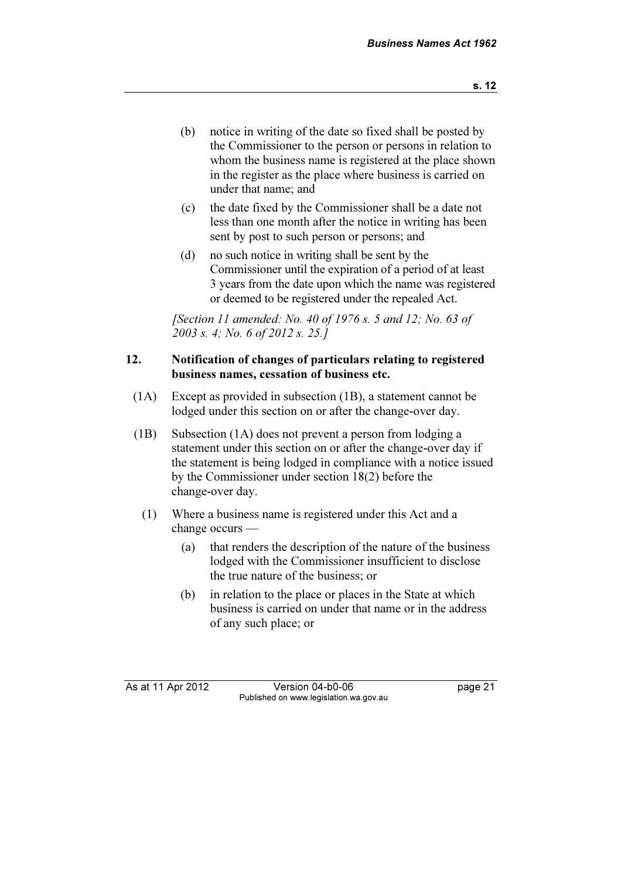(b) notice in writing of the date so fixed shall be posted by the Commissioner to the person or persons in relation to whom the business name is registered at the place shown in the register as the place where business is carried on under that name; and

(c) the date fixed by the Commissioner shall be a date not less than one month after the notice in writing has been sent by post to such person or persons; and

(d) no such notice in writing shall be sent by the Commissioner until the expiration of a period of at least 3 years from the date upon which the name was registered or deemed to be registered under the repealed Act.

*[Section 11 amended: No. 40 of 1976 s. 5 and 12; No. 63 of 2003 s. 4; No. 6 of 2012 s. 25.]*

### 12. Notification of changes of particulars relating to registered business names, cessation of business etc.

(1A) Except as provided in subsection (1B), a statement cannot be lodged under this section on or after the change-over day.

(1B) Subsection (1A) does not prevent a person from lodging a statement under this section on or after the change-over day if the statement is being lodged in compliance with a notice issued by the Commissioner under section 18(2) before the change-over day.

(1) Where a business name is registered under this Act and a change occurs —

(a) that renders the description of the nature of the business lodged with the Commissioner insufficient to disclose the true nature of the business; or

(b) in relation to the place or places in the State at which business is carried on under that name or in the address of any such place; or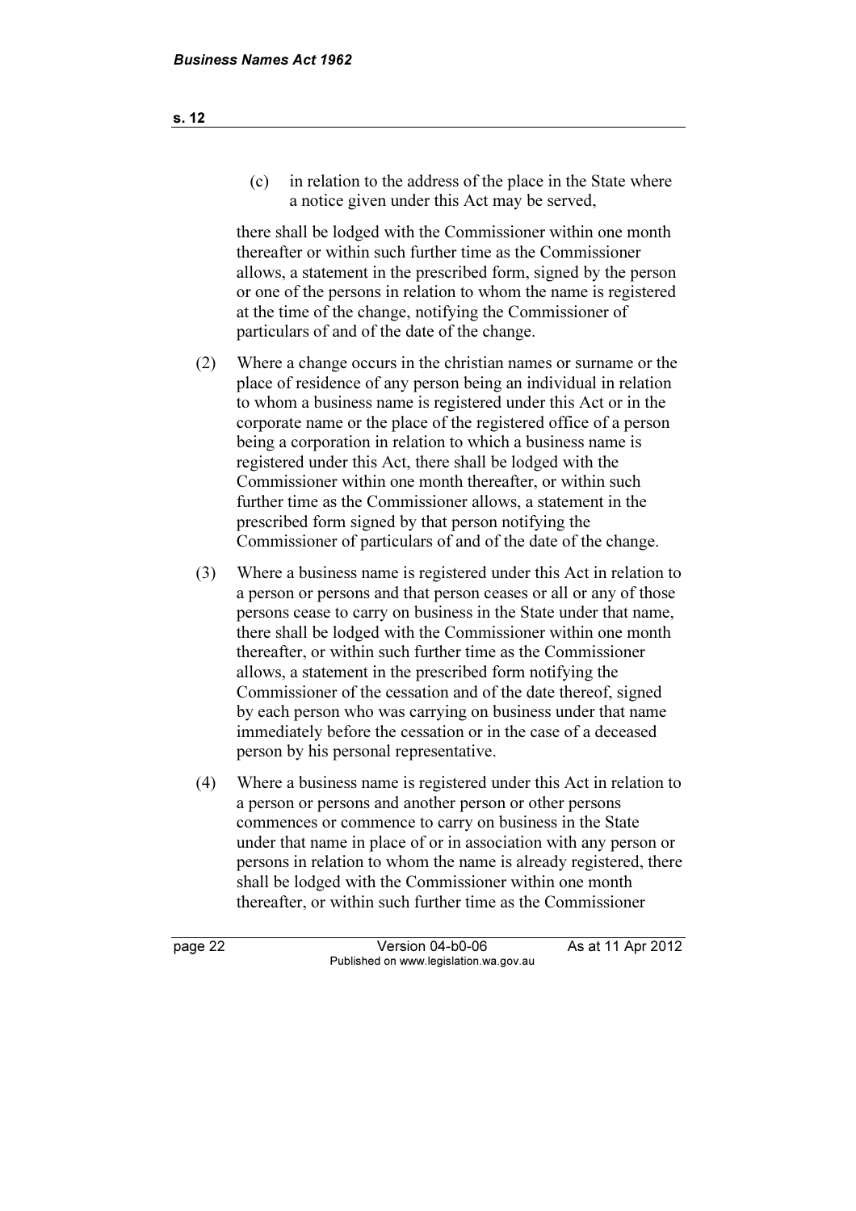(c) in relation to the address of the place in the State where a notice given under this Act may be served,

there shall be lodged with the Commissioner within one month thereafter or within such further time as the Commissioner allows, a statement in the prescribed form, signed by the person or one of the persons in relation to whom the name is registered at the time of the change, notifying the Commissioner of particulars of and of the date of the change.

(2) Where a change occurs in the christian names or surname or the place of residence of any person being an individual in relation to whom a business name is registered under this Act or in the corporate name or the place of the registered office of a person being a corporation in relation to which a business name is registered under this Act, there shall be lodged with the Commissioner within one month thereafter, or within such further time as the Commissioner allows, a statement in the prescribed form signed by that person notifying the Commissioner of particulars of and of the date of the change.

(3) Where a business name is registered under this Act in relation to a person or persons and that person ceases or all or any of those persons cease to carry on business in the State under that name, there shall be lodged with the Commissioner within one month thereafter, or within such further time as the Commissioner allows, a statement in the prescribed form notifying the Commissioner of the cessation and of the date thereof, signed by each person who was carrying on business under that name immediately before the cessation or in the case of a deceased person by his personal representative.

(4) Where a business name is registered under this Act in relation to a person or persons and another person or other persons commences or commence to carry on business in the State under that name in place of or in association with any person or persons in relation to whom the name is already registered, there shall be lodged with the Commissioner within one month thereafter, or within such further time as the Commissioner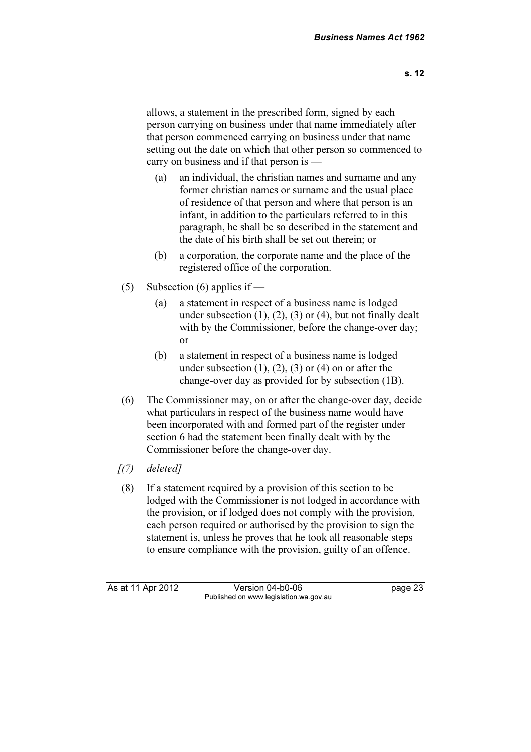allows, a statement in the prescribed form, signed by each person carrying on business under that name immediately after that person commenced carrying on business under that name setting out the date on which that other person so commenced to carry on business and if that person is —

(a) an individual, the christian names and surname and any former christian names or surname and the usual place of residence of that person and where that person is an infant, in addition to the particulars referred to in this paragraph, he shall be so described in the statement and the date of his birth shall be set out therein; or

(b) a corporation, the corporate name and the place of the registered office of the corporation.

(5) Subsection (6) applies if —

(a) a statement in respect of a business name is lodged under subsection (1), (2), (3) or (4), but not finally dealt with by the Commissioner, before the change-over day; or

(b) a statement in respect of a business name is lodged under subsection (1), (2), (3) or (4) on or after the change-over day as provided for by subsection (1B).

(6) The Commissioner may, on or after the change-over day, decide what particulars in respect of the business name would have been incorporated with and formed part of the register under section 6 had the statement been finally dealt with by the Commissioner before the change-over day.

*[(7) deleted]*

(8) If a statement required by a provision of this section to be lodged with the Commissioner is not lodged in accordance with the provision, or if lodged does not comply with the provision, each person required or authorised by the provision to sign the statement is, unless he proves that he took all reasonable steps to ensure compliance with the provision, guilty of an offence.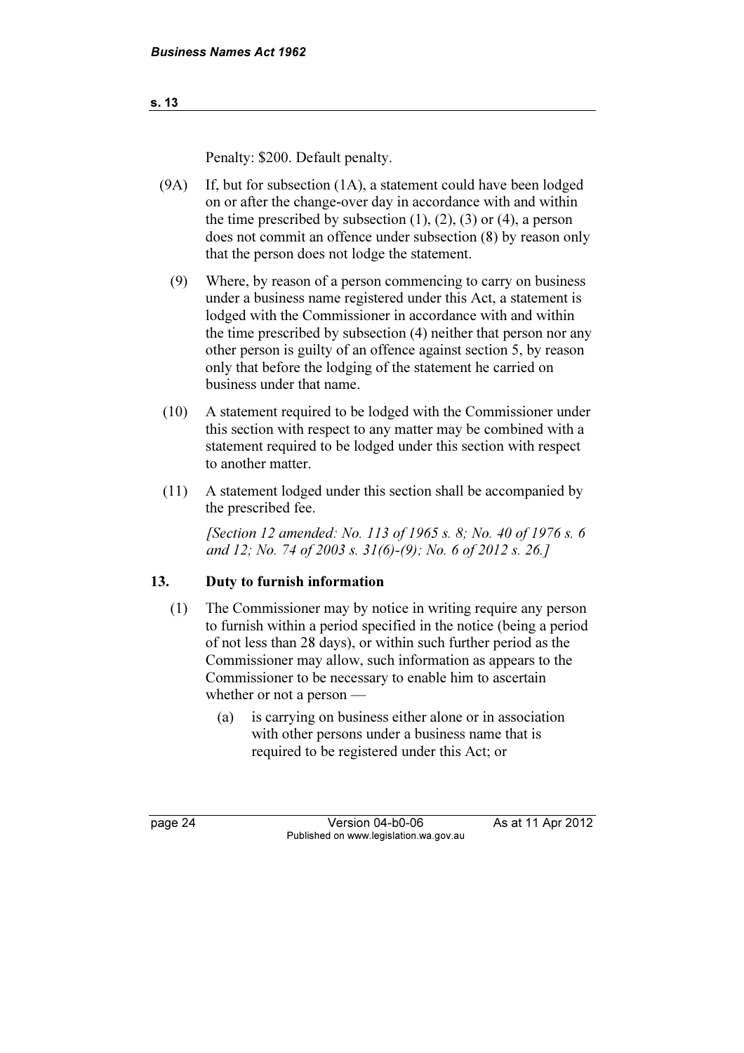Penalty: $200. Default penalty.

(9A) If, but for subsection (1A), a statement could have been lodged on or after the change-over day in accordance with and within the time prescribed by subsection (1), (2), (3) or (4), a person does not commit an offence under subsection (8) by reason only that the person does not lodge the statement.

(9) Where, by reason of a person commencing to carry on business under a business name registered under this Act, a statement is lodged with the Commissioner in accordance with and within the time prescribed by subsection (4) neither that person nor any other person is guilty of an offence against section 5, by reason only that before the lodging of the statement he carried on business under that name.

(10) A statement required to be lodged with the Commissioner under this section with respect to any matter may be combined with a statement required to be lodged under this section with respect to another matter.

(11) A statement lodged under this section shall be accompanied by the prescribed fee.

*[Section 12 amended: No. 113 of 1965 s. 8; No. 40 of 1976 s. 6 and 12; No. 74 of 2003 s. 31(6)-(9); No. 6 of 2012 s. 26.]*

## 13. Duty to furnish information

(1) The Commissioner may by notice in writing require any person to furnish within a period specified in the notice (being a period of not less than 28 days), or within such further period as the Commissioner may allow, such information as appears to the Commissioner to be necessary to enable him to ascertain whether or not a person —

(a) is carrying on business either alone or in association with other persons under a business name that is required to be registered under this Act; or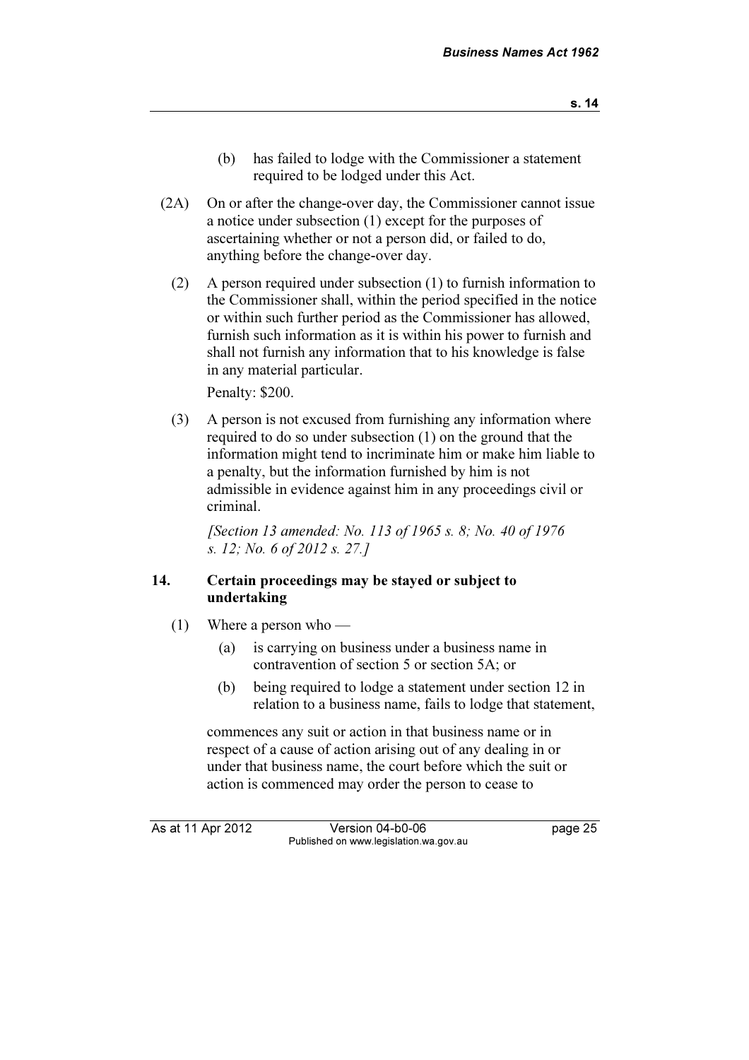(b) has failed to lodge with the Commissioner a statement required to be lodged under this Act.

(2A) On or after the change-over day, the Commissioner cannot issue a notice under subsection (1) except for the purposes of ascertaining whether or not a person did, or failed to do, anything before the change-over day.

(2) A person required under subsection (1) to furnish information to the Commissioner shall, within the period specified in the notice or within such further period as the Commissioner has allowed, furnish such information as it is within his power to furnish and shall not furnish any information that to his knowledge is false in any material particular.

Penalty: $200.

(3) A person is not excused from furnishing any information where required to do so under subsection (1) on the ground that the information might tend to incriminate him or make him liable to a penalty, but the information furnished by him is not admissible in evidence against him in any proceedings civil or criminal.

*[Section 13 amended: No. 113 of 1965 s. 8; No. 40 of 1976 s. 12; No. 6 of 2012 s. 27.]*

### 14. Certain proceedings may be stayed or subject to undertaking

(1) Where a person who —

(a) is carrying on business under a business name in contravention of section 5 or section 5A; or

(b) being required to lodge a statement under section 12 in relation to a business name, fails to lodge that statement,

commences any suit or action in that business name or in respect of a cause of action arising out of any dealing in or under that business name, the court before which the suit or action is commenced may order the person to cease to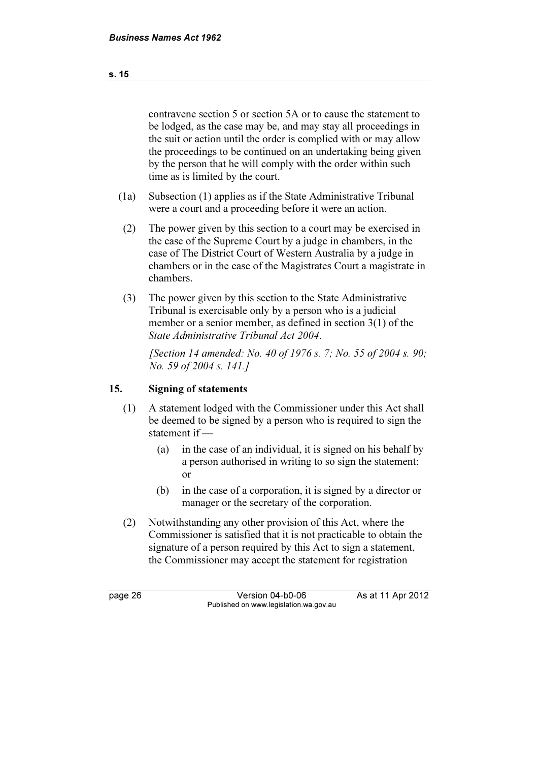contravene section 5 or section 5A or to cause the statement to be lodged, as the case may be, and may stay all proceedings in the suit or action until the order is complied with or may allow the proceedings to be continued on an undertaking being given by the person that he will comply with the order within such time as is limited by the court.

(1a) Subsection (1) applies as if the State Administrative Tribunal were a court and a proceeding before it were an action.

(2) The power given by this section to a court may be exercised in the case of the Supreme Court by a judge in chambers, in the case of The District Court of Western Australia by a judge in chambers or in the case of the Magistrates Court a magistrate in chambers.

(3) The power given by this section to the State Administrative Tribunal is exercisable only by a person who is a judicial member or a senior member, as defined in section 3(1) of the *State Administrative Tribunal Act 2004*.

*[Section 14 amended: No. 40 of 1976 s. 7; No. 55 of 2004 s. 90; No. 59 of 2004 s. 141.]*

## 15. Signing of statements

(1) A statement lodged with the Commissioner under this Act shall be deemed to be signed by a person who is required to sign the statement if —

(a) in the case of an individual, it is signed on his behalf by a person authorised in writing to so sign the statement; or

(b) in the case of a corporation, it is signed by a director or manager or the secretary of the corporation.

(2) Notwithstanding any other provision of this Act, where the Commissioner is satisfied that it is not practicable to obtain the signature of a person required by this Act to sign a statement, the Commissioner may accept the statement for registration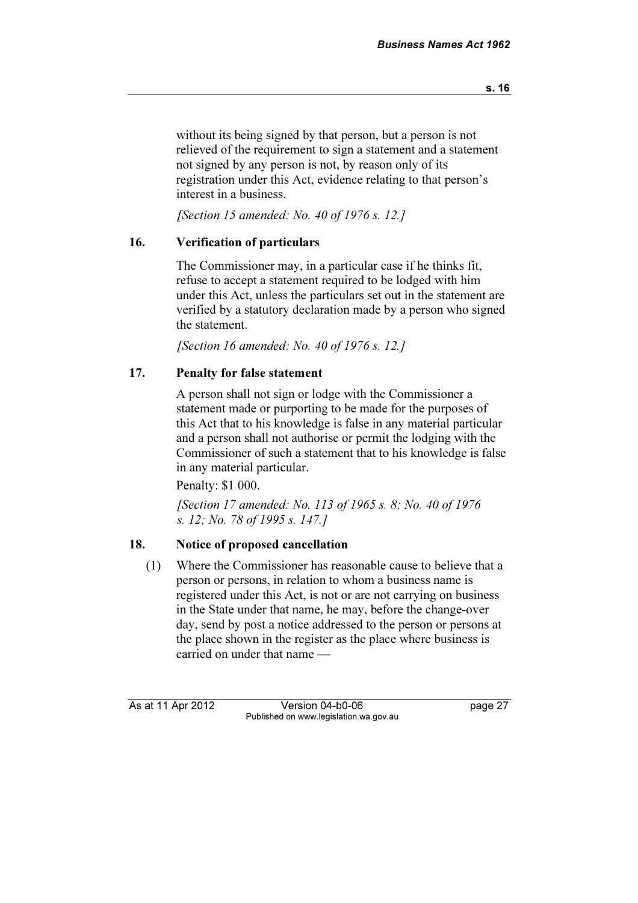without its being signed by that person, but a person is not relieved of the requirement to sign a statement and a statement not signed by any person is not, by reason only of its registration under this Act, evidence relating to that person's interest in a business.

*[Section 15 amended: No. 40 of 1976 s. 12.]*

## 16. Verification of particulars

The Commissioner may, in a particular case if he thinks fit, refuse to accept a statement required to be lodged with him under this Act, unless the particulars set out in the statement are verified by a statutory declaration made by a person who signed the statement.

*[Section 16 amended: No. 40 of 1976 s. 12.]*

## 17. Penalty for false statement

A person shall not sign or lodge with the Commissioner a statement made or purporting to be made for the purposes of this Act that to his knowledge is false in any material particular and a person shall not authorise or permit the lodging with the Commissioner of such a statement that to his knowledge is false in any material particular.

Penalty: $1 000.

*[Section 17 amended: No. 113 of 1965 s. 8; No. 40 of 1976 s. 12; No. 78 of 1995 s. 147.]*

## 18. Notice of proposed cancellation

(1) Where the Commissioner has reasonable cause to believe that a person or persons, in relation to whom a business name is registered under this Act, is not or are not carrying on business in the State under that name, he may, before the change-over day, send by post a notice addressed to the person or persons at the place shown in the register as the place where business is carried on under that name —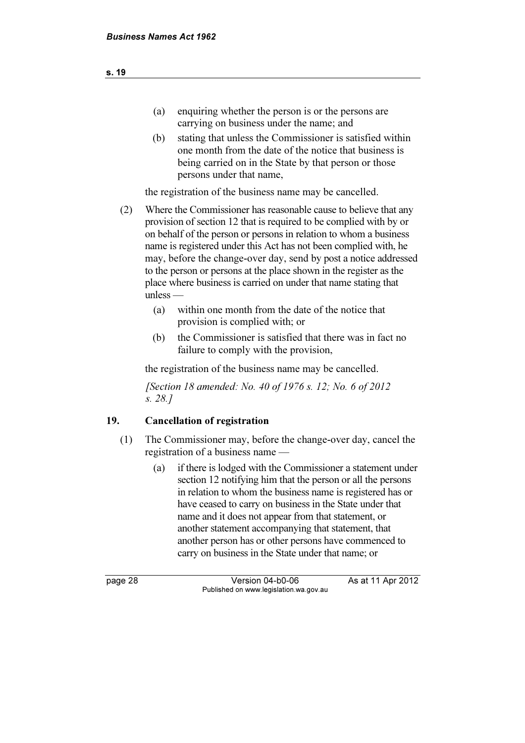(a) enquiring whether the person is or the persons are carrying on business under the name; and

(b) stating that unless the Commissioner is satisfied within one month from the date of the notice that business is being carried on in the State by that person or those persons under that name,

the registration of the business name may be cancelled.

(2) Where the Commissioner has reasonable cause to believe that any provision of section 12 that is required to be complied with by or on behalf of the person or persons in relation to whom a business name is registered under this Act has not been complied with, he may, before the change-over day, send by post a notice addressed to the person or persons at the place shown in the register as the place where business is carried on under that name stating that unless —

(a) within one month from the date of the notice that provision is complied with; or

(b) the Commissioner is satisfied that there was in fact no failure to comply with the provision,

the registration of the business name may be cancelled.

*[Section 18 amended: No. 40 of 1976 s. 12; No. 6 of 2012 s. 28.]*

### 19. Cancellation of registration

(1) The Commissioner may, before the change-over day, cancel the registration of a business name —

(a) if there is lodged with the Commissioner a statement under section 12 notifying him that the person or all the persons in relation to whom the business name is registered has or have ceased to carry on business in the State under that name and it does not appear from that statement, or another statement accompanying that statement, that another person has or other persons have commenced to carry on business in the State under that name; or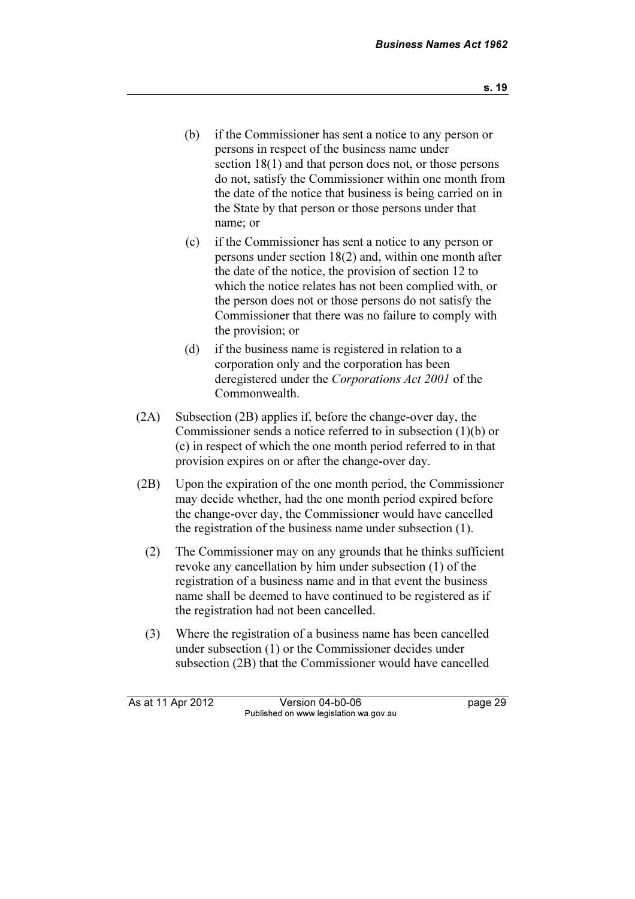(b) if the Commissioner has sent a notice to any person or persons in respect of the business name under section 18(1) and that person does not, or those persons do not, satisfy the Commissioner within one month from the date of the notice that business is being carried on in the State by that person or those persons under that name; or

(c) if the Commissioner has sent a notice to any person or persons under section 18(2) and, within one month after the date of the notice, the provision of section 12 to which the notice relates has not been complied with, or the person does not or those persons do not satisfy the Commissioner that there was no failure to comply with the provision; or

(d) if the business name is registered in relation to a corporation only and the corporation has been deregistered under the *Corporations Act 2001* of the Commonwealth.

(2A) Subsection (2B) applies if, before the change-over day, the Commissioner sends a notice referred to in subsection (1)(b) or (c) in respect of which the one month period referred to in that provision expires on or after the change-over day.

(2B) Upon the expiration of the one month period, the Commissioner may decide whether, had the one month period expired before the change-over day, the Commissioner would have cancelled the registration of the business name under subsection (1).

(2) The Commissioner may on any grounds that he thinks sufficient revoke any cancellation by him under subsection (1) of the registration of a business name and in that event the business name shall be deemed to have continued to be registered as if the registration had not been cancelled.

(3) Where the registration of a business name has been cancelled under subsection (1) or the Commissioner decides under subsection (2B) that the Commissioner would have cancelled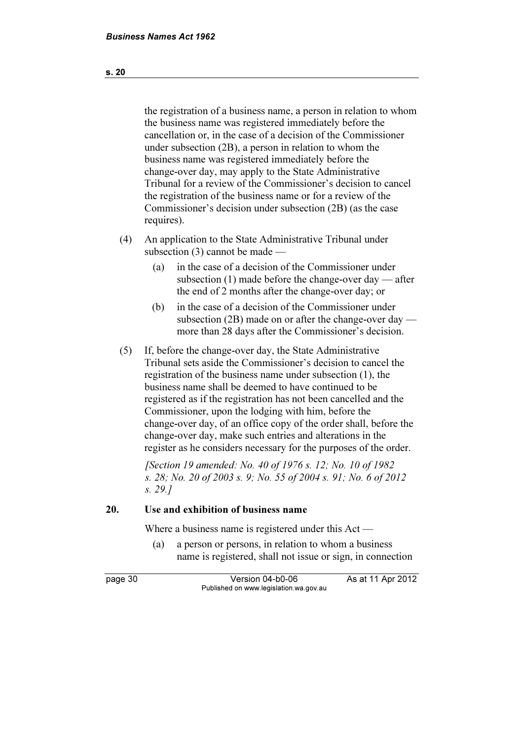the registration of a business name, a person in relation to whom the business name was registered immediately before the cancellation or, in the case of a decision of the Commissioner under subsection (2B), a person in relation to whom the business name was registered immediately before the change-over day, may apply to the State Administrative Tribunal for a review of the Commissioner's decision to cancel the registration of the business name or for a review of the Commissioner's decision under subsection (2B) (as the case requires).

(4) An application to the State Administrative Tribunal under subsection (3) cannot be made —

(a) in the case of a decision of the Commissioner under subsection (1) made before the change-over day — after the end of 2 months after the change-over day; or

(b) in the case of a decision of the Commissioner under subsection (2B) made on or after the change-over day — more than 28 days after the Commissioner's decision.

(5) If, before the change-over day, the State Administrative Tribunal sets aside the Commissioner's decision to cancel the registration of the business name under subsection (1), the business name shall be deemed to have continued to be registered as if the registration has not been cancelled and the Commissioner, upon the lodging with him, before the change-over day, of an office copy of the order shall, before the change-over day, make such entries and alterations in the register as he considers necessary for the purposes of the order.

*[Section 19 amended: No. 40 of 1976 s. 12; No. 10 of 1982 s. 28; No. 20 of 2003 s. 9; No. 55 of 2004 s. 91; No. 6 of 2012 s. 29.]*

### 20. Use and exhibition of business name

Where a business name is registered under this Act —

(a) a person or persons, in relation to whom a business name is registered, shall not issue or sign, in connection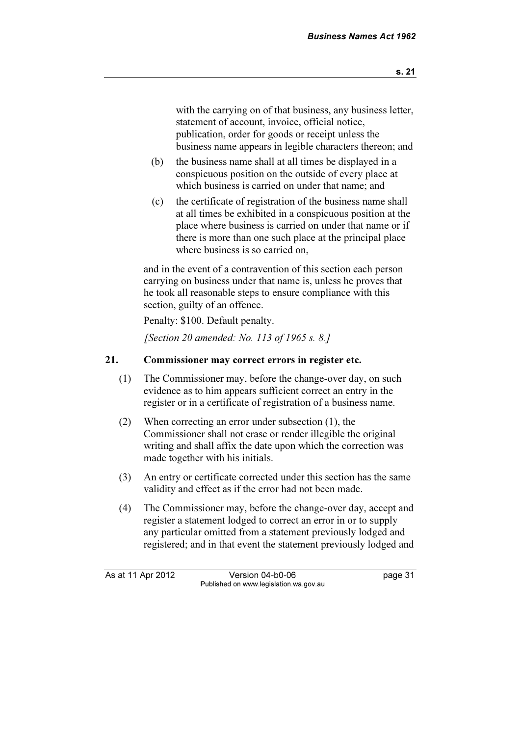with the carrying on of that business, any business letter, statement of account, invoice, official notice, publication, order for goods or receipt unless the business name appears in legible characters thereon; and

(b) the business name shall at all times be displayed in a conspicuous position on the outside of every place at which business is carried on under that name; and

(c) the certificate of registration of the business name shall at all times be exhibited in a conspicuous position at the place where business is carried on under that name or if there is more than one such place at the principal place where business is so carried on,

and in the event of a contravention of this section each person carrying on business under that name is, unless he proves that he took all reasonable steps to ensure compliance with this section, guilty of an offence.

Penalty: $100. Default penalty.

*[Section 20 amended: No. 113 of 1965 s. 8.]*

## 21. Commissioner may correct errors in register etc.

(1) The Commissioner may, before the change-over day, on such evidence as to him appears sufficient correct an entry in the register or in a certificate of registration of a business name.

(2) When correcting an error under subsection (1), the Commissioner shall not erase or render illegible the original writing and shall affix the date upon which the correction was made together with his initials.

(3) An entry or certificate corrected under this section has the same validity and effect as if the error had not been made.

(4) The Commissioner may, before the change-over day, accept and register a statement lodged to correct an error in or to supply any particular omitted from a statement previously lodged and registered; and in that event the statement previously lodged and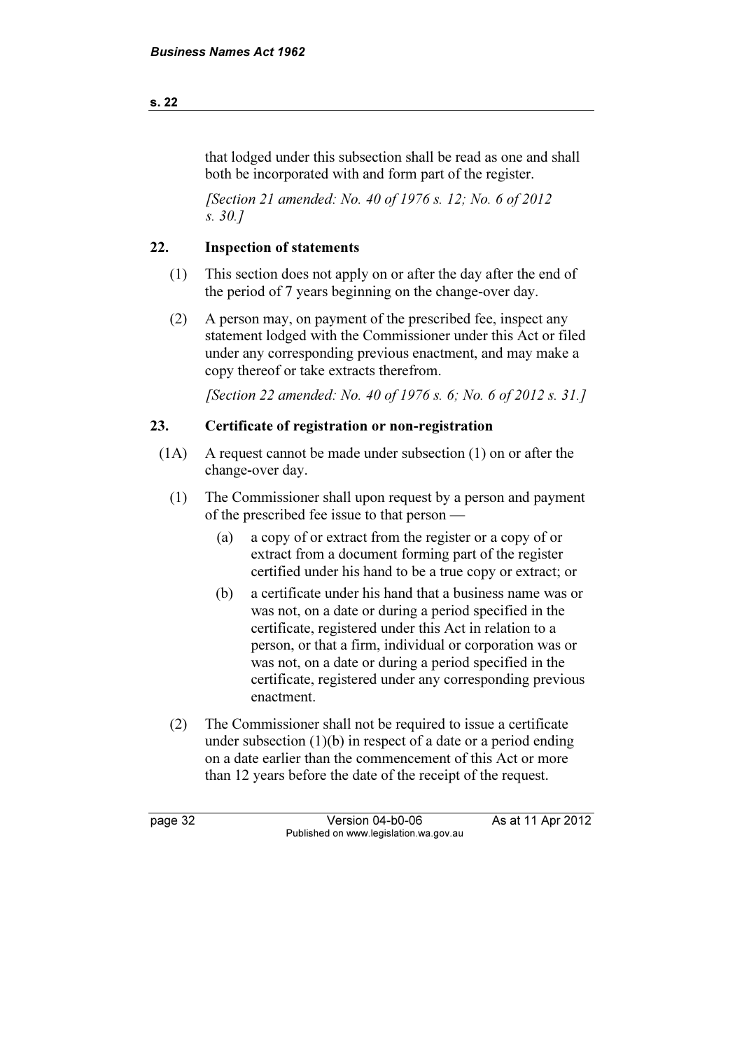that lodged under this subsection shall be read as one and shall both be incorporated with and form part of the register.

*[Section 21 amended: No. 40 of 1976 s. 12; No. 6 of 2012 s. 30.]*

## 22. Inspection of statements

(1) This section does not apply on or after the day after the end of the period of 7 years beginning on the change-over day.

(2) A person may, on payment of the prescribed fee, inspect any statement lodged with the Commissioner under this Act or filed under any corresponding previous enactment, and may make a copy thereof or take extracts therefrom.

*[Section 22 amended: No. 40 of 1976 s. 6; No. 6 of 2012 s. 31.]*

## 23. Certificate of registration or non-registration

(1A) A request cannot be made under subsection (1) on or after the change-over day.

(1) The Commissioner shall upon request by a person and payment of the prescribed fee issue to that person —

(a) a copy of or extract from the register or a copy of or extract from a document forming part of the register certified under his hand to be a true copy or extract; or

(b) a certificate under his hand that a business name was or was not, on a date or during a period specified in the certificate, registered under this Act in relation to a person, or that a firm, individual or corporation was or was not, on a date or during a period specified in the certificate, registered under any corresponding previous enactment.

(2) The Commissioner shall not be required to issue a certificate under subsection (1)(b) in respect of a date or a period ending on a date earlier than the commencement of this Act or more than 12 years before the date of the receipt of the request.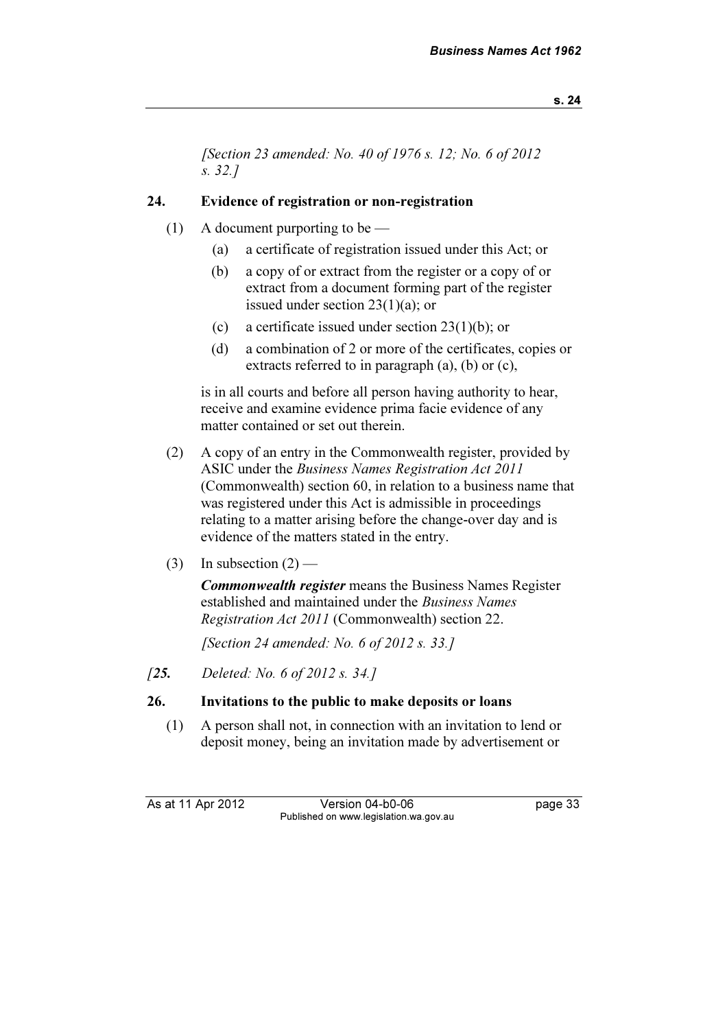*[Section 23 amended: No. 40 of 1976 s. 12; No. 6 of 2012 s. 32.]*

### 24. Evidence of registration or non-registration

(1) A document purporting to be —

(a) a certificate of registration issued under this Act; or

(b) a copy of or extract from the register or a copy of or extract from a document forming part of the register issued under section 23(1)(a); or

(c) a certificate issued under section 23(1)(b); or

(d) a combination of 2 or more of the certificates, copies or extracts referred to in paragraph (a), (b) or (c),

is in all courts and before all person having authority to hear, receive and examine evidence prima facie evidence of any matter contained or set out therein.

(2) A copy of an entry in the Commonwealth register, provided by ASIC under the *Business Names Registration Act 2011* (Commonwealth) section 60, in relation to a business name that was registered under this Act is admissible in proceedings relating to a matter arising before the change-over day and is evidence of the matters stated in the entry.

(3) In subsection (2) —

***Commonwealth register*** means the Business Names Register established and maintained under the *Business Names Registration Act 2011* (Commonwealth) section 22.

*[Section 24 amended: No. 6 of 2012 s. 33.]*

*[**25.** Deleted: No. 6 of 2012 s. 34.]*

### 26. Invitations to the public to make deposits or loans

(1) A person shall not, in connection with an invitation to lend or deposit money, being an invitation made by advertisement or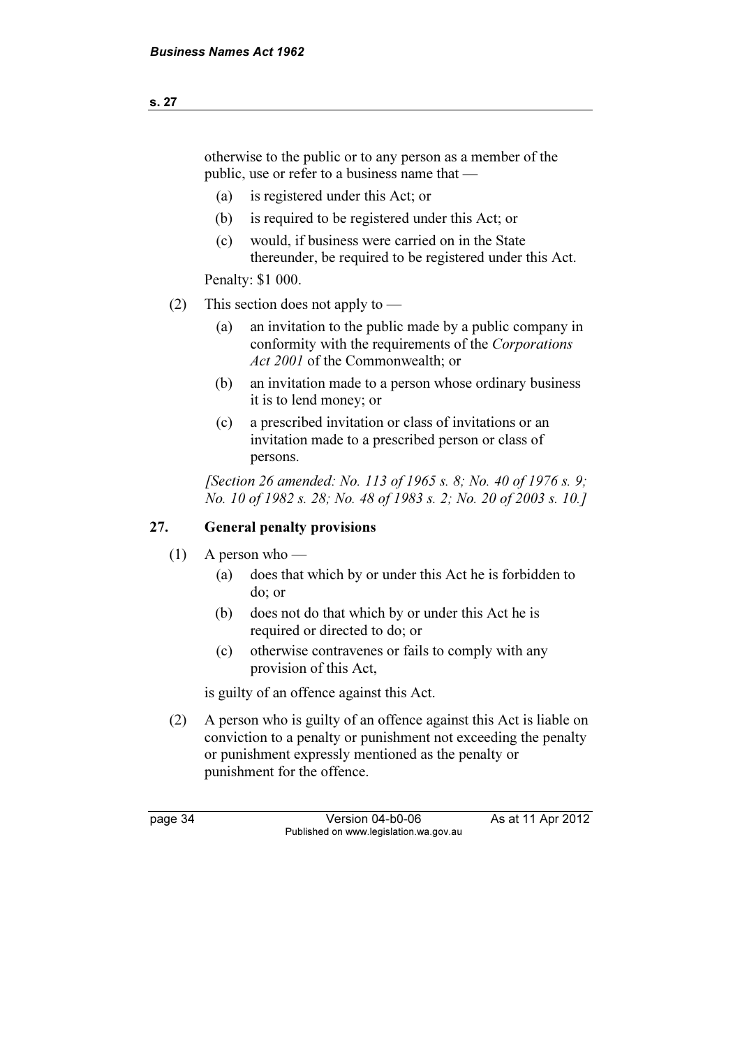otherwise to the public or to any person as a member of the public, use or refer to a business name that —

(a) is registered under this Act; or

(b) is required to be registered under this Act; or

(c) would, if business were carried on in the State thereunder, be required to be registered under this Act.

Penalty: $1 000.

(2) This section does not apply to —

(a) an invitation to the public made by a public company in conformity with the requirements of the *Corporations Act 2001* of the Commonwealth; or

(b) an invitation made to a person whose ordinary business it is to lend money; or

(c) a prescribed invitation or class of invitations or an invitation made to a prescribed person or class of persons.

*[Section 26 amended: No. 113 of 1965 s. 8; No. 40 of 1976 s. 9; No. 10 of 1982 s. 28; No. 48 of 1983 s. 2; No. 20 of 2003 s. 10.]*

## 27. General penalty provisions

(1) A person who —

(a) does that which by or under this Act he is forbidden to do; or

(b) does not do that which by or under this Act he is required or directed to do; or

(c) otherwise contravenes or fails to comply with any provision of this Act,

is guilty of an offence against this Act.

(2) A person who is guilty of an offence against this Act is liable on conviction to a penalty or punishment not exceeding the penalty or punishment expressly mentioned as the penalty or punishment for the offence.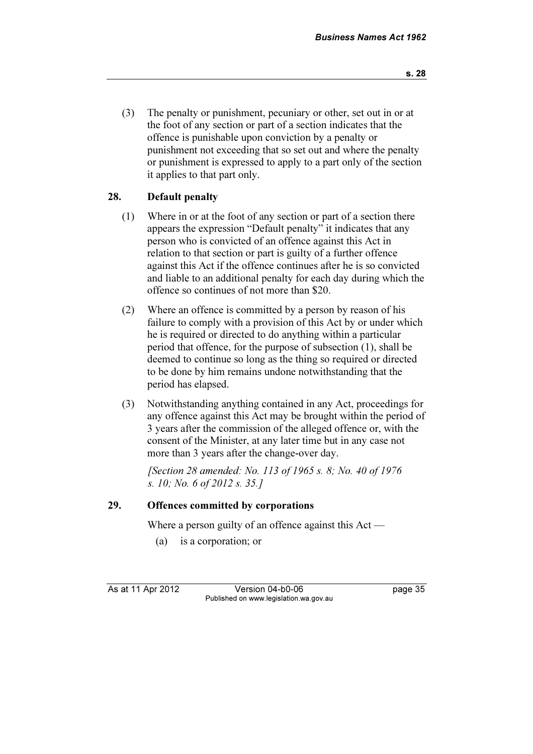(3) The penalty or punishment, pecuniary or other, set out in or at the foot of any section or part of a section indicates that the offence is punishable upon conviction by a penalty or punishment not exceeding that so set out and where the penalty or punishment is expressed to apply to a part only of the section it applies to that part only.

## 28. Default penalty

(1) Where in or at the foot of any section or part of a section there appears the expression "Default penalty" it indicates that any person who is convicted of an offence against this Act in relation to that section or part is guilty of a further offence against this Act if the offence continues after he is so convicted and liable to an additional penalty for each day during which the offence so continues of not more than $20.

(2) Where an offence is committed by a person by reason of his failure to comply with a provision of this Act by or under which he is required or directed to do anything within a particular period that offence, for the purpose of subsection (1), shall be deemed to continue so long as the thing so required or directed to be done by him remains undone notwithstanding that the period has elapsed.

(3) Notwithstanding anything contained in any Act, proceedings for any offence against this Act may be brought within the period of 3 years after the commission of the alleged offence or, with the consent of the Minister, at any later time but in any case not more than 3 years after the change-over day.

*[Section 28 amended: No. 113 of 1965 s. 8; No. 40 of 1976 s. 10; No. 6 of 2012 s. 35.]*

## 29. Offences committed by corporations

Where a person guilty of an offence against this Act —

(a) is a corporation; or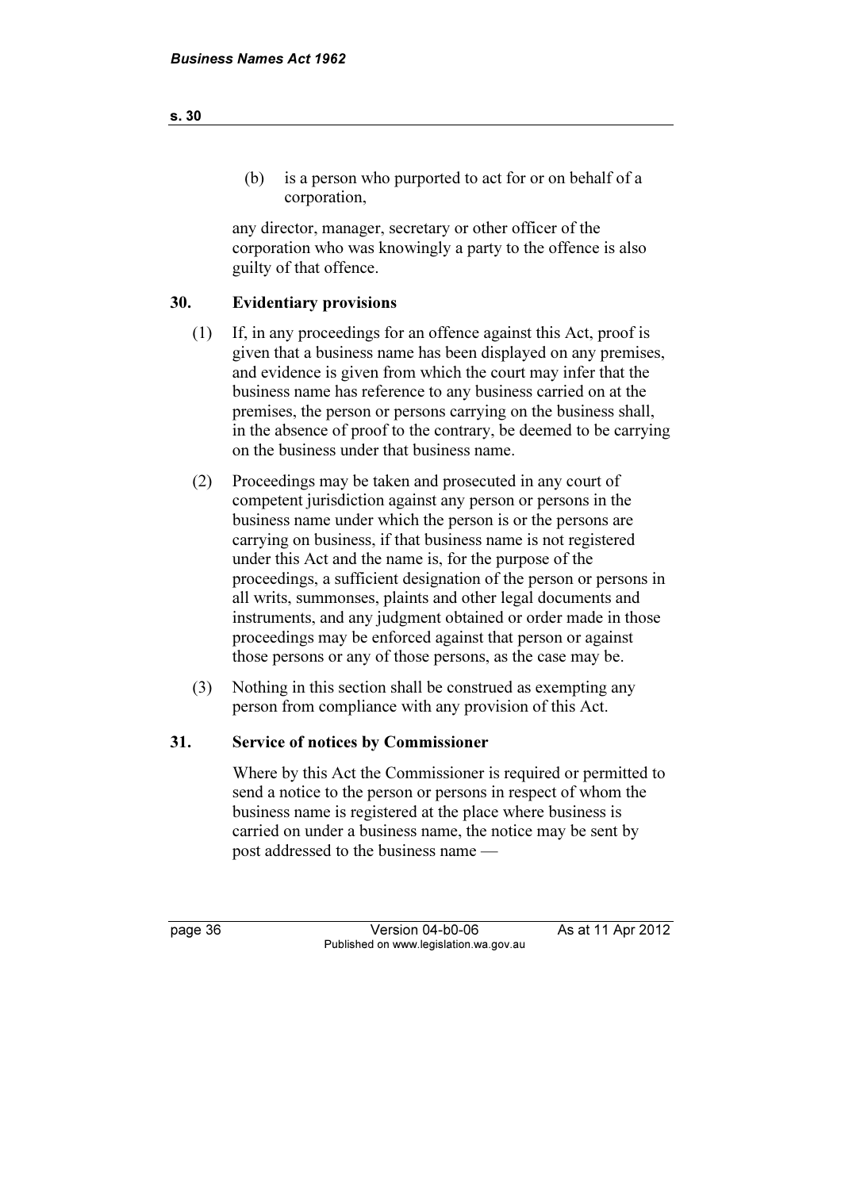(b) is a person who purported to act for or on behalf of a corporation,

any director, manager, secretary or other officer of the corporation who was knowingly a party to the offence is also guilty of that offence.

## 30. Evidentiary provisions

(1) If, in any proceedings for an offence against this Act, proof is given that a business name has been displayed on any premises, and evidence is given from which the court may infer that the business name has reference to any business carried on at the premises, the person or persons carrying on the business shall, in the absence of proof to the contrary, be deemed to be carrying on the business under that business name.

(2) Proceedings may be taken and prosecuted in any court of competent jurisdiction against any person or persons in the business name under which the person is or the persons are carrying on business, if that business name is not registered under this Act and the name is, for the purpose of the proceedings, a sufficient designation of the person or persons in all writs, summonses, plaints and other legal documents and instruments, and any judgment obtained or order made in those proceedings may be enforced against that person or against those persons or any of those persons, as the case may be.

(3) Nothing in this section shall be construed as exempting any person from compliance with any provision of this Act.

## 31. Service of notices by Commissioner

Where by this Act the Commissioner is required or permitted to send a notice to the person or persons in respect of whom the business name is registered at the place where business is carried on under a business name, the notice may be sent by post addressed to the business name —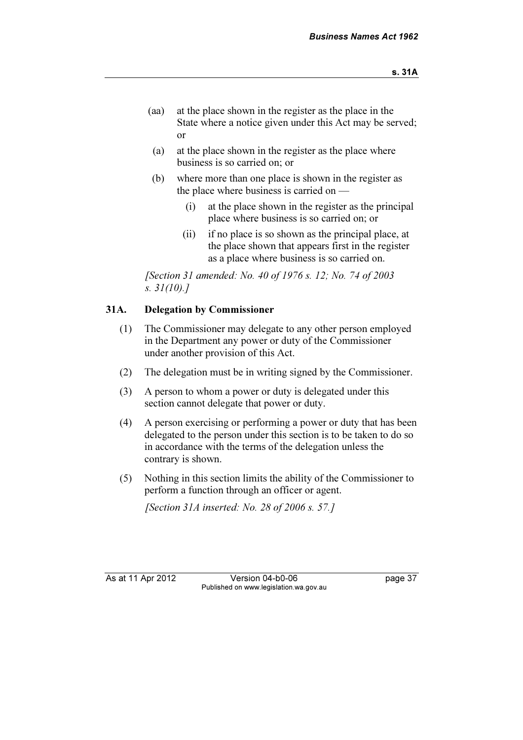(aa) at the place shown in the register as the place in the State where a notice given under this Act may be served; or

(a) at the place shown in the register as the place where business is so carried on; or

(b) where more than one place is shown in the register as the place where business is carried on —

   (i) at the place shown in the register as the principal place where business is so carried on; or

   (ii) if no place is so shown as the principal place, at the place shown that appears first in the register as a place where business is so carried on.

*[Section 31 amended: No. 40 of 1976 s. 12; No. 74 of 2003 s. 31(10).]*

### 31A. Delegation by Commissioner

(1) The Commissioner may delegate to any other person employed in the Department any power or duty of the Commissioner under another provision of this Act.

(2) The delegation must be in writing signed by the Commissioner.

(3) A person to whom a power or duty is delegated under this section cannot delegate that power or duty.

(4) A person exercising or performing a power or duty that has been delegated to the person under this section is to be taken to do so in accordance with the terms of the delegation unless the contrary is shown.

(5) Nothing in this section limits the ability of the Commissioner to perform a function through an officer or agent.

*[Section 31A inserted: No. 28 of 2006 s. 57.]*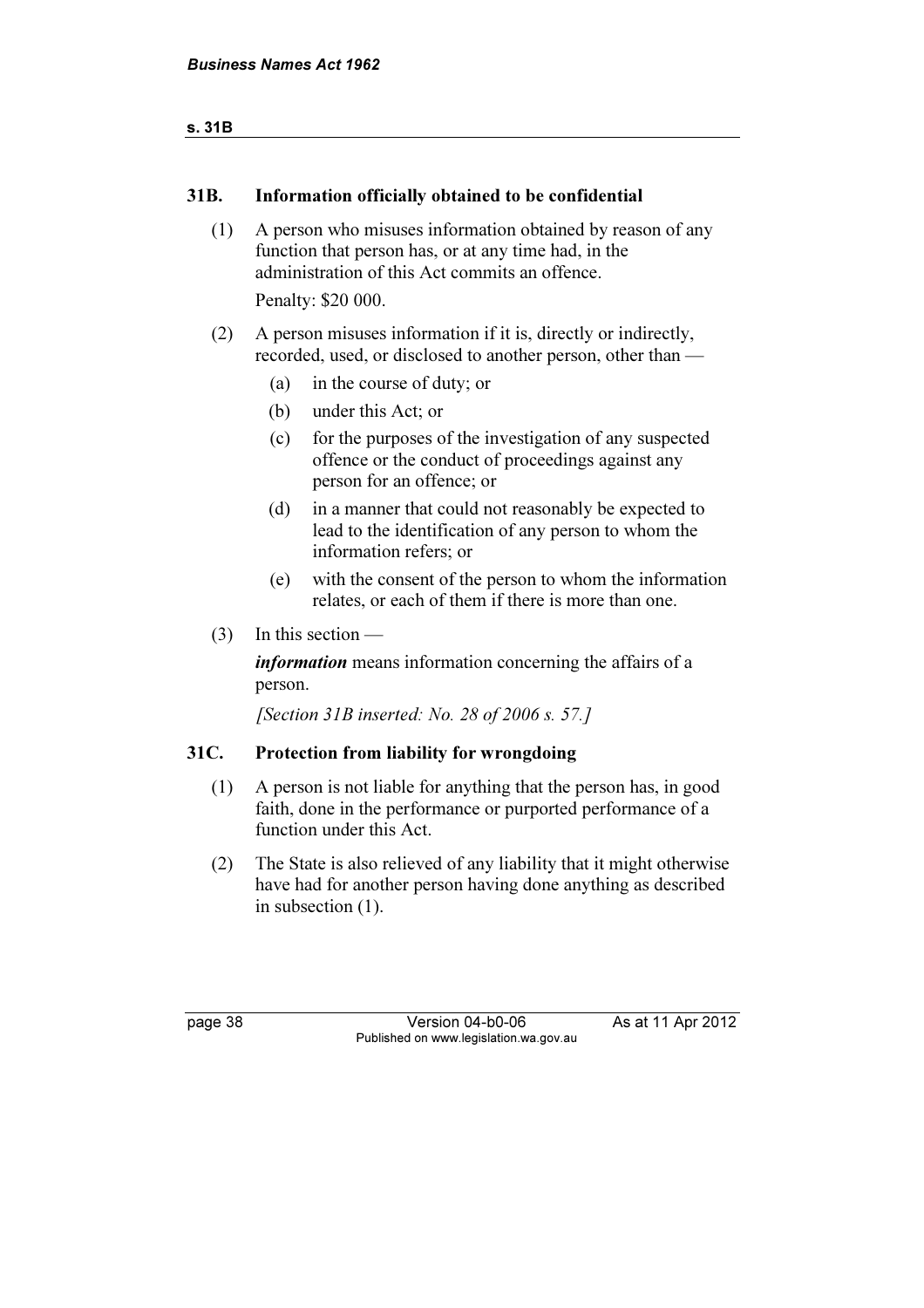## 31B. Information officially obtained to be confidential

(1) A person who misuses information obtained by reason of any function that person has, or at any time had, in the administration of this Act commits an offence.

Penalty: $20 000.

(2) A person misuses information if it is, directly or indirectly, recorded, used, or disclosed to another person, other than —

(a) in the course of duty; or

(b) under this Act; or

(c) for the purposes of the investigation of any suspected offence or the conduct of proceedings against any person for an offence; or

(d) in a manner that could not reasonably be expected to lead to the identification of any person to whom the information refers; or

(e) with the consent of the person to whom the information relates, or each of them if there is more than one.

(3) In this section —

***information*** means information concerning the affairs of a person.

*[Section 31B inserted: No. 28 of 2006 s. 57.]*

## 31C. Protection from liability for wrongdoing

(1) A person is not liable for anything that the person has, in good faith, done in the performance or purported performance of a function under this Act.

(2) The State is also relieved of any liability that it might otherwise have had for another person having done anything as described in subsection (1).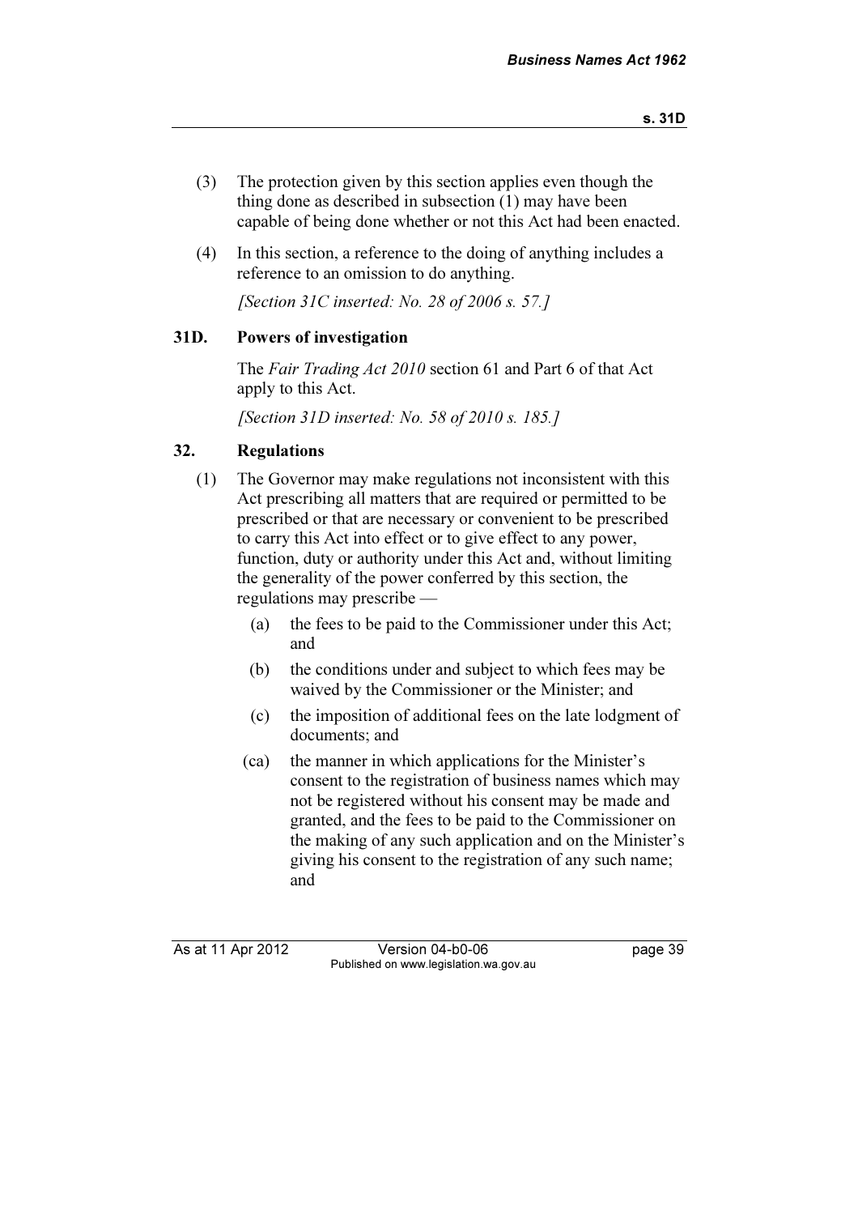(3) The protection given by this section applies even though the thing done as described in subsection (1) may have been capable of being done whether or not this Act had been enacted.

(4) In this section, a reference to the doing of anything includes a reference to an omission to do anything.

*[Section 31C inserted: No. 28 of 2006 s. 57.]*

### 31D. Powers of investigation

The *Fair Trading Act 2010* section 61 and Part 6 of that Act apply to this Act.

*[Section 31D inserted: No. 58 of 2010 s. 185.]*

### 32. Regulations

(1) The Governor may make regulations not inconsistent with this Act prescribing all matters that are required or permitted to be prescribed or that are necessary or convenient to be prescribed to carry this Act into effect or to give effect to any power, function, duty or authority under this Act and, without limiting the generality of the power conferred by this section, the regulations may prescribe —

(a) the fees to be paid to the Commissioner under this Act; and

(b) the conditions under and subject to which fees may be waived by the Commissioner or the Minister; and

(c) the imposition of additional fees on the late lodgment of documents; and

(ca) the manner in which applications for the Minister's consent to the registration of business names which may not be registered without his consent may be made and granted, and the fees to be paid to the Commissioner on the making of any such application and on the Minister's giving his consent to the registration of any such name; and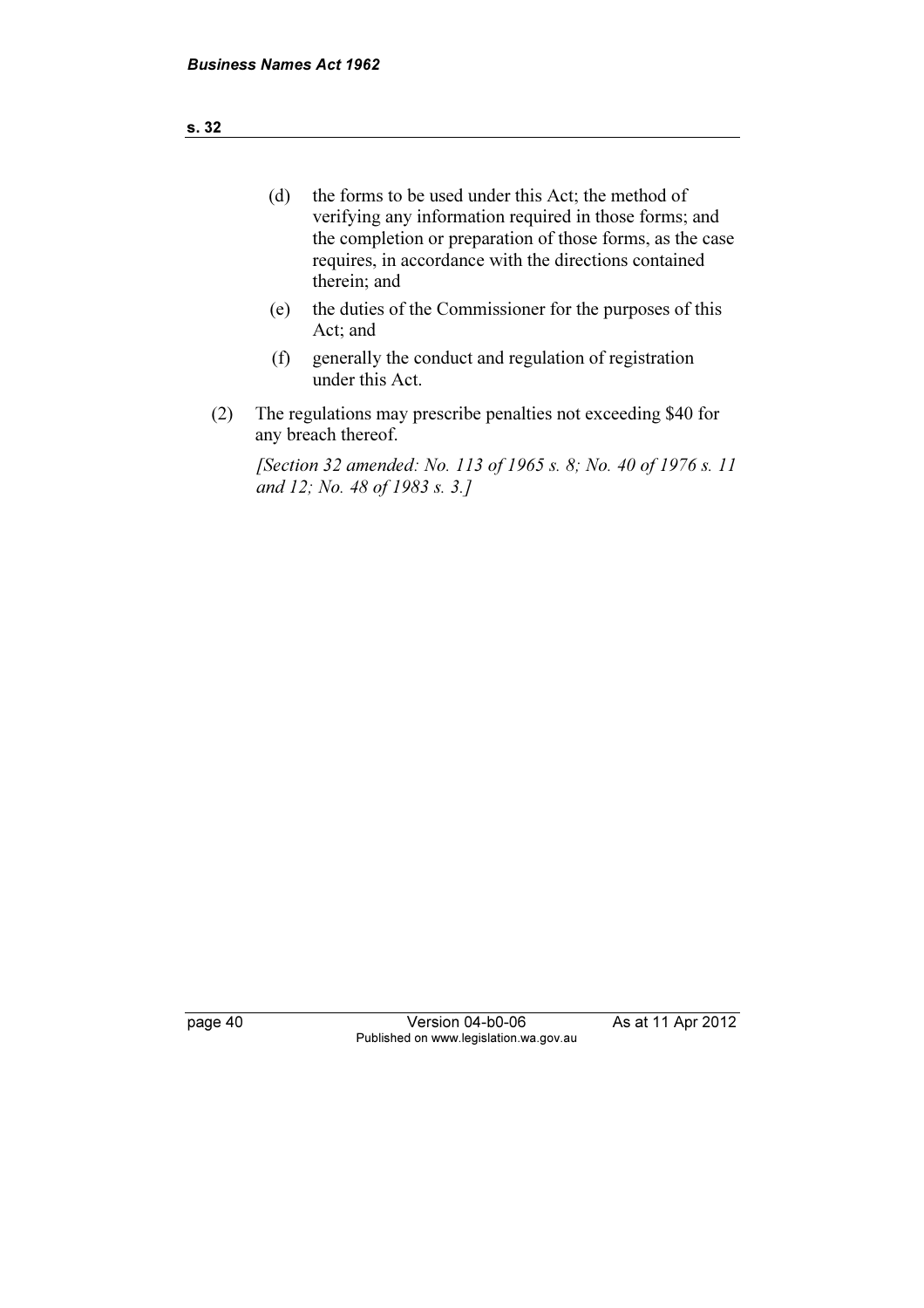(d) the forms to be used under this Act; the method of verifying any information required in those forms; and the completion or preparation of those forms, as the case requires, in accordance with the directions contained therein; and

(e) the duties of the Commissioner for the purposes of this Act; and

(f) generally the conduct and regulation of registration under this Act.

(2) The regulations may prescribe penalties not exceeding $40 for any breach thereof.

*[Section 32 amended: No. 113 of 1965 s. 8; No. 40 of 1976 s. 11 and 12; No. 48 of 1983 s. 3.]*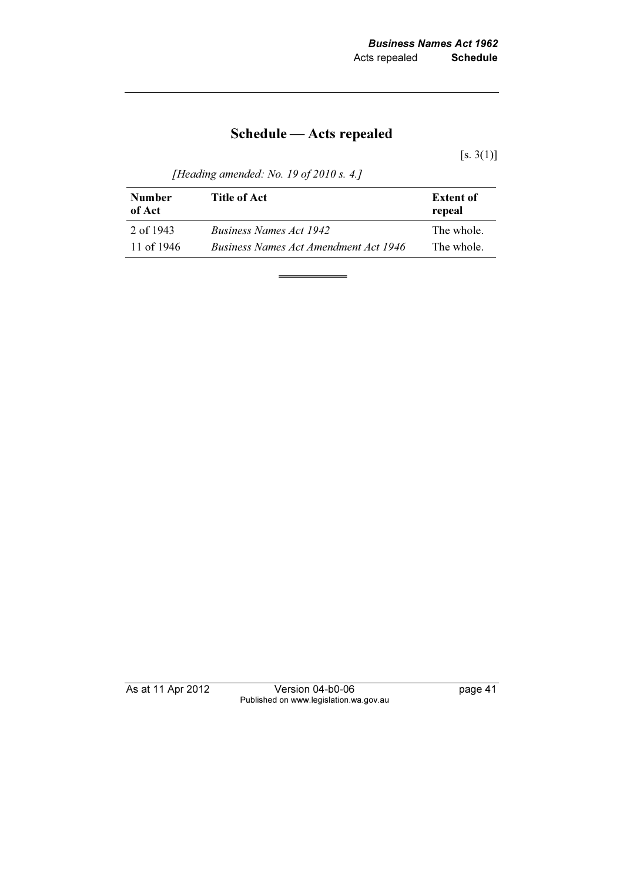# Schedule — Acts repealed

[s. 3(1)]

*[Heading amended: No. 19 of 2010 s. 4.]*

| Number of Act | Title of Act | Extent of repeal |
|---|---|---|
| 2 of 1943 | *Business Names Act 1942* | The whole. |
| 11 of 1946 | *Business Names Act Amendment Act 1946* | The whole. |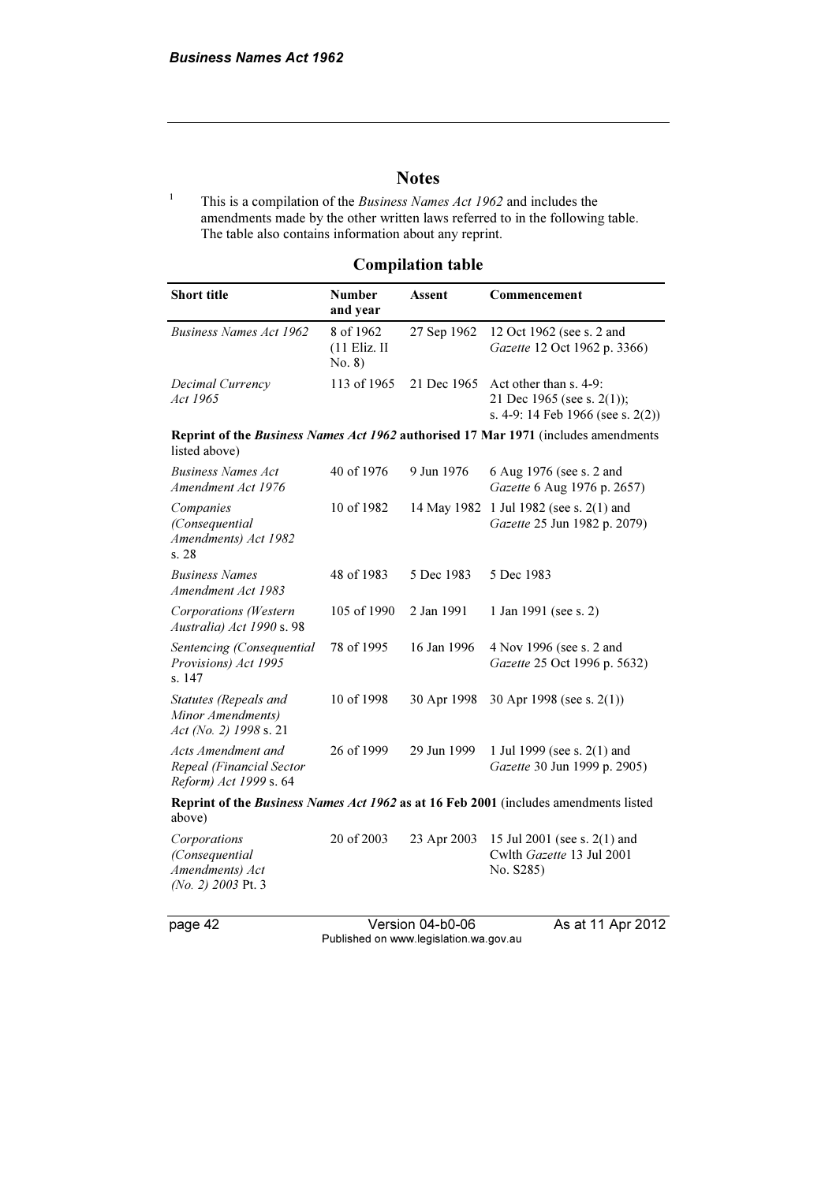## Notes

[1] This is a compilation of the *Business Names Act 1962* and includes the amendments made by the other written laws referred to in the following table. The table also contains information about any reprint.

### Compilation table

| Short title | Number and year | Assent | Commencement |
|---|---|---|---|
| *Business Names Act 1962* | 8 of 1962 (11 Eliz. II No. 8) | 27 Sep 1962 | 12 Oct 1962 (see s. 2 and *Gazette* 12 Oct 1962 p. 3366) |
| *Decimal Currency Act 1965* | 113 of 1965 | 21 Dec 1965 | Act other than s. 4-9: 21 Dec 1965 (see s. 2(1)); s. 4-9: 14 Feb 1966 (see s. 2(2)) |
| **Reprint of the *Business Names Act 1962* authorised 17 Mar 1971** (includes amendments listed above) | | | |
| *Business Names Act Amendment Act 1976* | 40 of 1976 | 9 Jun 1976 | 6 Aug 1976 (see s. 2 and *Gazette* 6 Aug 1976 p. 2657) |
| *Companies (Consequential Amendments) Act 1982* s. 28 | 10 of 1982 | 14 May 1982 | 1 Jul 1982 (see s. 2(1) and *Gazette* 25 Jun 1982 p. 2079) |
| *Business Names Amendment Act 1983* | 48 of 1983 | 5 Dec 1983 | 5 Dec 1983 |
| *Corporations (Western Australia) Act 1990* s. 98 | 105 of 1990 | 2 Jan 1991 | 1 Jan 1991 (see s. 2) |
| *Sentencing (Consequential Provisions) Act 1995* s. 147 | 78 of 1995 | 16 Jan 1996 | 4 Nov 1996 (see s. 2 and *Gazette* 25 Oct 1996 p. 5632) |
| *Statutes (Repeals and Minor Amendments) Act (No. 2) 1998* s. 21 | 10 of 1998 | 30 Apr 1998 | 30 Apr 1998 (see s. 2(1)) |
| *Acts Amendment and Repeal (Financial Sector Reform) Act 1999* s. 64 | 26 of 1999 | 29 Jun 1999 | 1 Jul 1999 (see s. 2(1) and *Gazette* 30 Jun 1999 p. 2905) |
| **Reprint of the *Business Names Act 1962* as at 16 Feb 2001** (includes amendments listed above) | | | |
| *Corporations (Consequential Amendments) Act (No. 2) 2003* Pt. 3 | 20 of 2003 | 23 Apr 2003 | 15 Jul 2001 (see s. 2(1) and Cwlth *Gazette* 13 Jul 2001 No. S285) |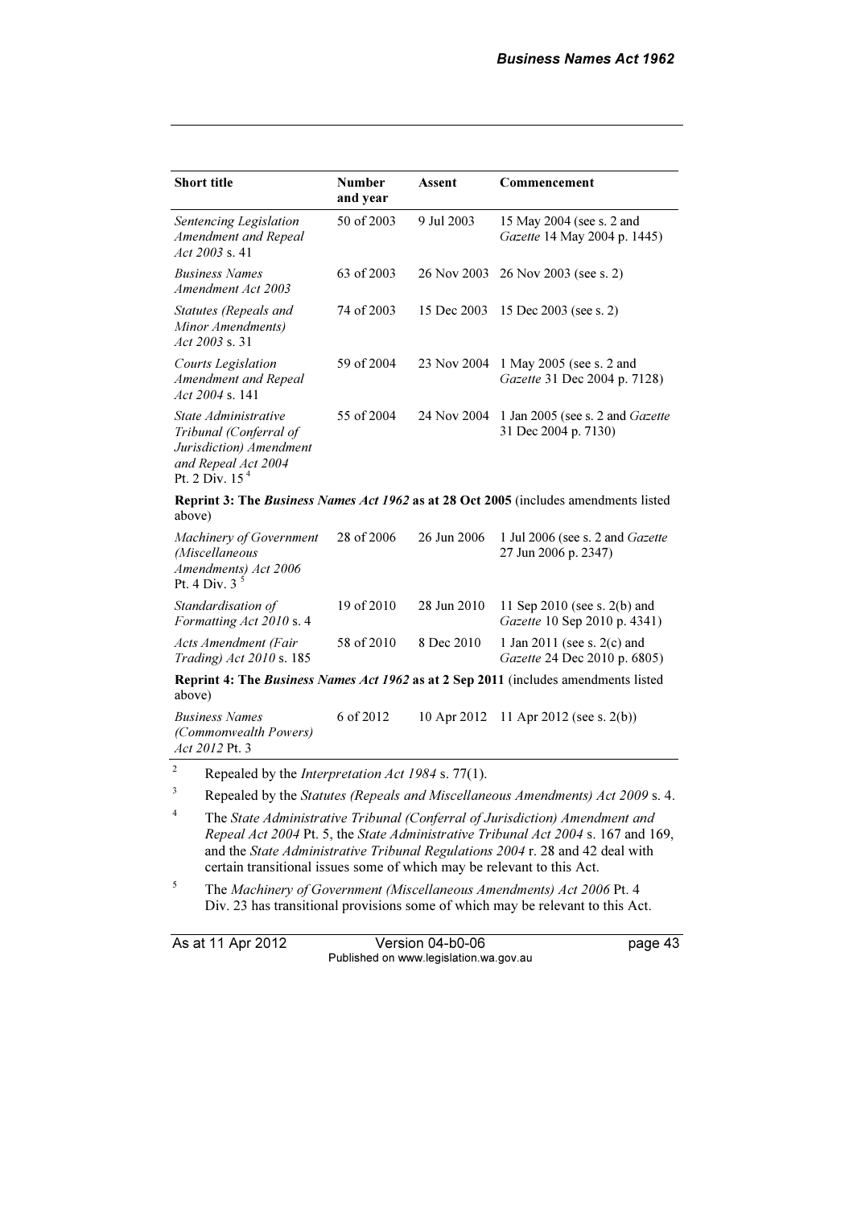| Short title | Number and year | Assent | Commencement |
|---|---|---|---|
| *Sentencing Legislation Amendment and Repeal Act 2003* s. 41 | 50 of 2003 | 9 Jul 2003 | 15 May 2004 (see s. 2 and *Gazette* 14 May 2004 p. 1445) |
| *Business Names Amendment Act 2003* | 63 of 2003 | 26 Nov 2003 | 26 Nov 2003 (see s. 2) |
| *Statutes (Repeals and Minor Amendments) Act 2003* s. 31 | 74 of 2003 | 15 Dec 2003 | 15 Dec 2003 (see s. 2) |
| *Courts Legislation Amendment and Repeal Act 2004* s. 141 | 59 of 2004 | 23 Nov 2004 | 1 May 2005 (see s. 2 and *Gazette* 31 Dec 2004 p. 7128) |
| *State Administrative Tribunal (Conferral of Jurisdiction) Amendment and Repeal Act 2004* Pt. 2 Div. 15 [4] | 55 of 2004 | 24 Nov 2004 | 1 Jan 2005 (see s. 2 and *Gazette* 31 Dec 2004 p. 7130) |
| **Reprint 3: The *Business Names Act 1962* as at 28 Oct 2005** (includes amendments listed above) | | | |
| *Machinery of Government (Miscellaneous Amendments) Act 2006* Pt. 4 Div. 3 [5] | 28 of 2006 | 26 Jun 2006 | 1 Jul 2006 (see s. 2 and *Gazette* 27 Jun 2006 p. 2347) |
| *Standardisation of Formatting Act 2010* s. 4 | 19 of 2010 | 28 Jun 2010 | 11 Sep 2010 (see s. 2(b) and *Gazette* 10 Sep 2010 p. 4341) |
| *Acts Amendment (Fair Trading) Act 2010* s. 185 | 58 of 2010 | 8 Dec 2010 | 1 Jan 2011 (see s. 2(c) and *Gazette* 24 Dec 2010 p. 6805) |
| **Reprint 4: The *Business Names Act 1962* as at 2 Sep 2011** (includes amendments listed above) | | | |
| *Business Names (Commonwealth Powers) Act 2012* Pt. 3 | 6 of 2012 | 10 Apr 2012 | 11 Apr 2012 (see s. 2(b)) |

[2] Repealed by the *Interpretation Act 1984* s. 77(1).

[3] Repealed by the *Statutes (Repeals and Miscellaneous Amendments) Act 2009* s. 4.

[4] The *State Administrative Tribunal (Conferral of Jurisdiction) Amendment and Repeal Act 2004* Pt. 5, the *State Administrative Tribunal Act 2004* s. 167 and 169, and the *State Administrative Tribunal Regulations 2004* r. 28 and 42 deal with certain transitional issues some of which may be relevant to this Act.

[5] The *Machinery of Government (Miscellaneous Amendments) Act 2006* Pt. 4 Div. 23 has transitional provisions some of which may be relevant to this Act.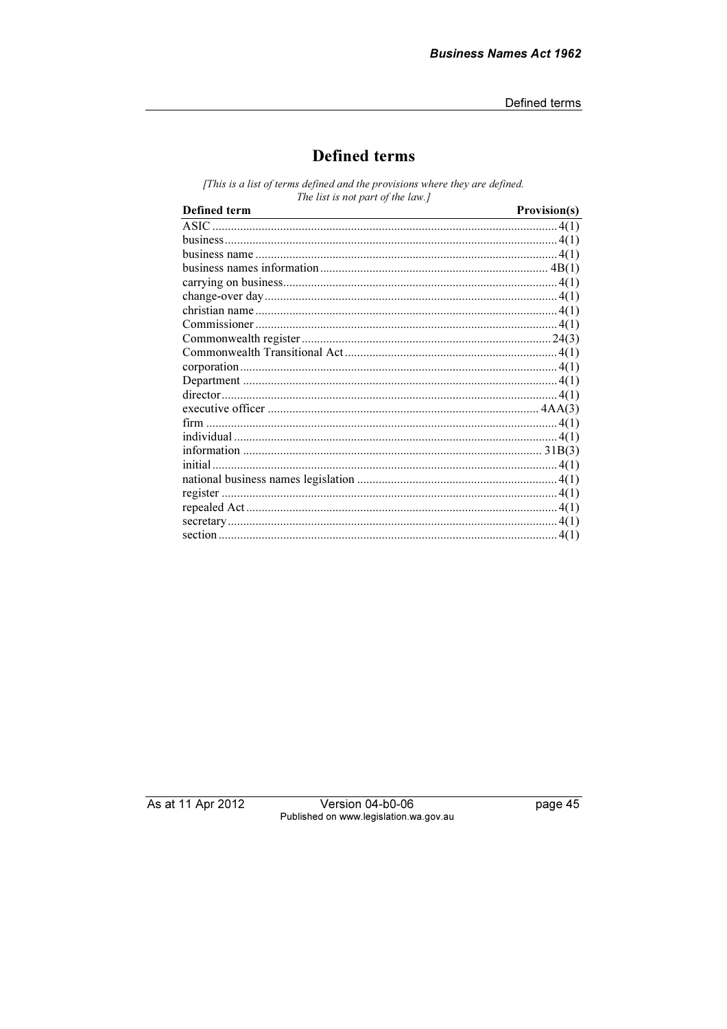# Defined terms

*[This is a list of terms defined and the provisions where they are defined. The list is not part of the law.]*

| Defined term | Provision(s) |
|---|---|
| ASIC | 4(1) |
| business | 4(1) |
| business name | 4(1) |
| business names information | 4B(1) |
| carrying on business | 4(1) |
| change-over day | 4(1) |
| christian name | 4(1) |
| Commissioner | 4(1) |
| Commonwealth register | 24(3) |
| Commonwealth Transitional Act | 4(1) |
| corporation | 4(1) |
| Department | 4(1) |
| director | 4(1) |
| executive officer | 4AA(3) |
| firm | 4(1) |
| individual | 4(1) |
| information | 31B(3) |
| initial | 4(1) |
| national business names legislation | 4(1) |
| register | 4(1) |
| repealed Act | 4(1) |
| secretary | 4(1) |
| section | 4(1) |